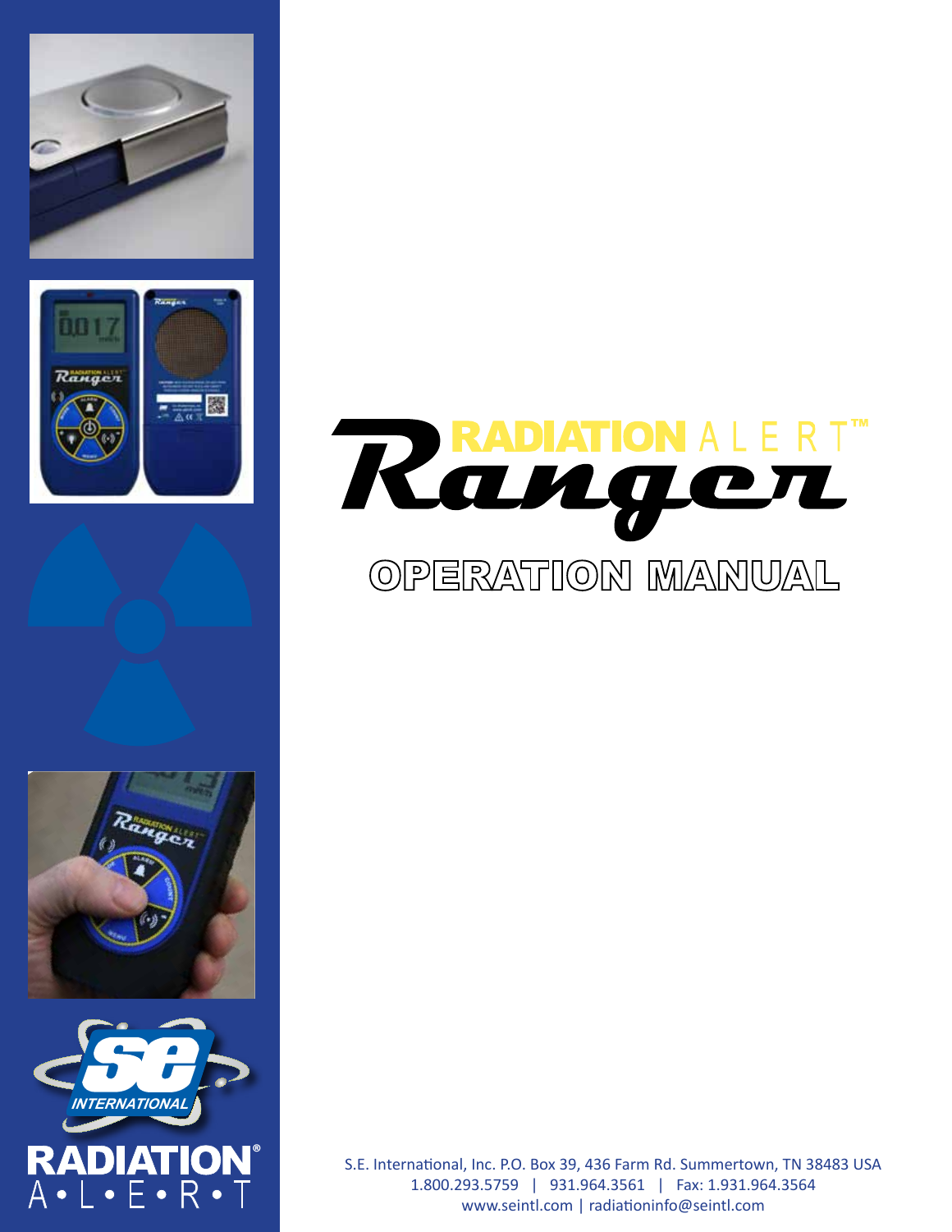# Ranger RADIATION ALERT™

## OPERATION MANUAL

S.E. International, Inc. P.O. Box 39, 436 Farm Rd. Summertown, TN 38483 USA
1.800.293.5759 | 931.964.3561 | Fax: 1.931.964.3564
www.seintl.com | radiationinfo@seintl.com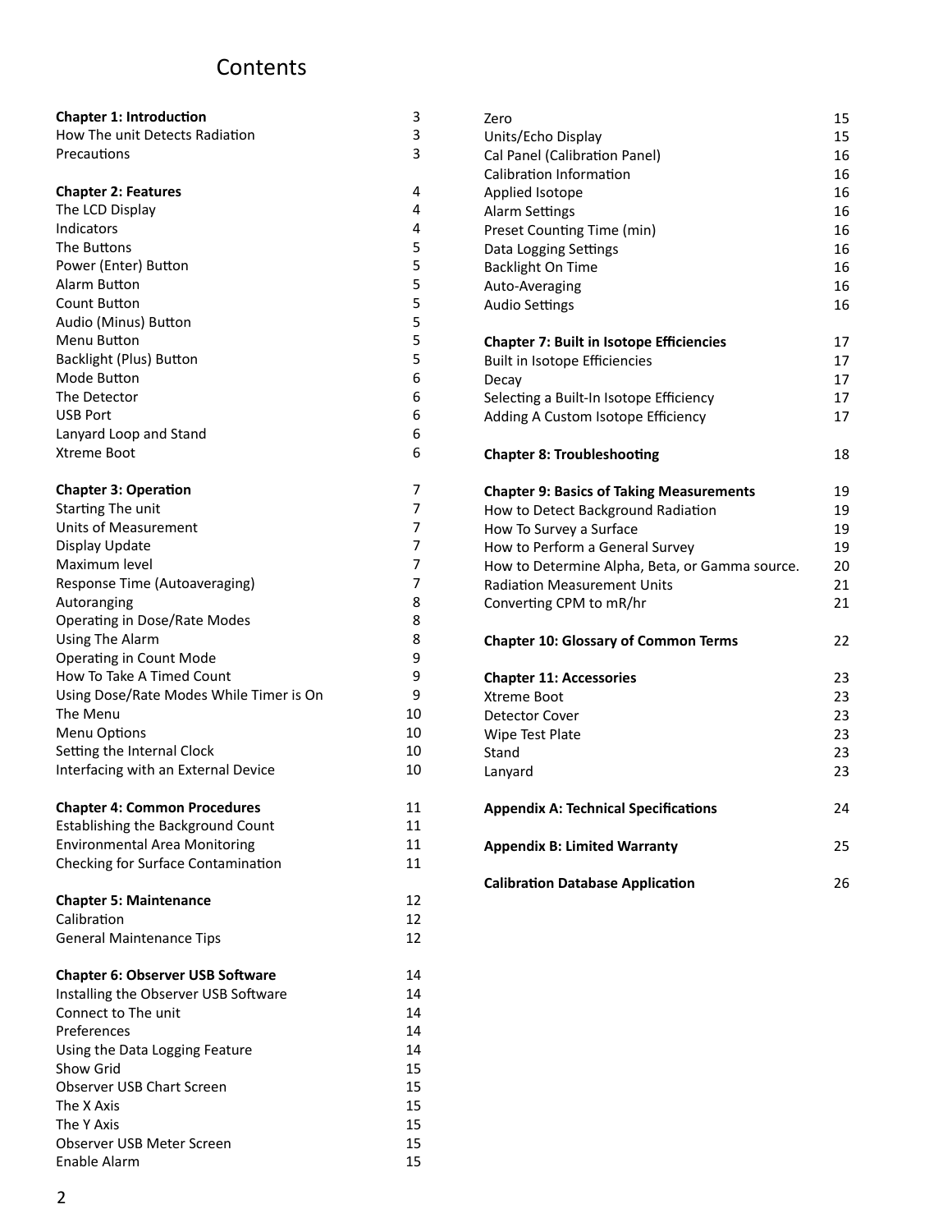# Contents

| | |
|---|---|
| **Chapter 1: Introduction** | 3 |
| How The unit Detects Radiation | 3 |
| Precautions | 3 |
| | |
| **Chapter 2: Features** | 4 |
| The LCD Display | 4 |
| Indicators | 4 |
| The Buttons | 5 |
| Power (Enter) Button | 5 |
| Alarm Button | 5 |
| Count Button | 5 |
| Audio (Minus) Button | 5 |
| Menu Button | 5 |
| Backlight (Plus) Button | 5 |
| Mode Button | 6 |
| The Detector | 6 |
| USB Port | 6 |
| Lanyard Loop and Stand | 6 |
| Xtreme Boot | 6 |
| | |
| **Chapter 3: Operation** | 7 |
| Starting The unit | 7 |
| Units of Measurement | 7 |
| Display Update | 7 |
| Maximum level | 7 |
| Response Time (Autoaveraging) | 7 |
| Autoranging | 8 |
| Operating in Dose/Rate Modes | 8 |
| Using The Alarm | 8 |
| Operating in Count Mode | 9 |
| How To Take A Timed Count | 9 |
| Using Dose/Rate Modes While Timer is On | 9 |
| The Menu | 10 |
| Menu Options | 10 |
| Setting the Internal Clock | 10 |
| Interfacing with an External Device | 10 |
| | |
| **Chapter 4: Common Procedures** | 11 |
| Establishing the Background Count | 11 |
| Environmental Area Monitoring | 11 |
| Checking for Surface Contamination | 11 |
| | |
| **Chapter 5: Maintenance** | 12 |
| Calibration | 12 |
| General Maintenance Tips | 12 |
| | |
| **Chapter 6: Observer USB Software** | 14 |
| Installing the Observer USB Software | 14 |
| Connect to The unit | 14 |
| Preferences | 14 |
| Using the Data Logging Feature | 14 |
| Show Grid | 15 |
| Observer USB Chart Screen | 15 |
| The X Axis | 15 |
| The Y Axis | 15 |
| Observer USB Meter Screen | 15 |
| Enable Alarm | 15 |
| Zero | 15 |
| Units/Echo Display | 15 |
| Cal Panel (Calibration Panel) | 16 |
| Calibration Information | 16 |
| Applied Isotope | 16 |
| Alarm Settings | 16 |
| Preset Counting Time (min) | 16 |
| Data Logging Settings | 16 |
| Backlight On Time | 16 |
| Auto-Averaging | 16 |
| Audio Settings | 16 |
| | |
| **Chapter 7: Built in Isotope Efficiencies** | 17 |
| Built in Isotope Efficiencies | 17 |
| Decay | 17 |
| Selecting a Built-In Isotope Efficiency | 17 |
| Adding A Custom Isotope Efficiency | 17 |
| | |
| **Chapter 8: Troubleshooting** | 18 |
| | |
| **Chapter 9: Basics of Taking Measurements** | 19 |
| How to Detect Background Radiation | 19 |
| How To Survey a Surface | 19 |
| How to Perform a General Survey | 19 |
| How to Determine Alpha, Beta, or Gamma source. | 20 |
| Radiation Measurement Units | 21 |
| Converting CPM to mR/hr | 21 |
| | |
| **Chapter 10: Glossary of Common Terms** | 22 |
| | |
| **Chapter 11: Accessories** | 23 |
| Xtreme Boot | 23 |
| Detector Cover | 23 |
| Wipe Test Plate | 23 |
| Stand | 23 |
| Lanyard | 23 |
| | |
| **Appendix A: Technical Specifications** | 24 |
| | |
| **Appendix B: Limited Warranty** | 25 |
| | |
| **Calibration Database Application** | 26 |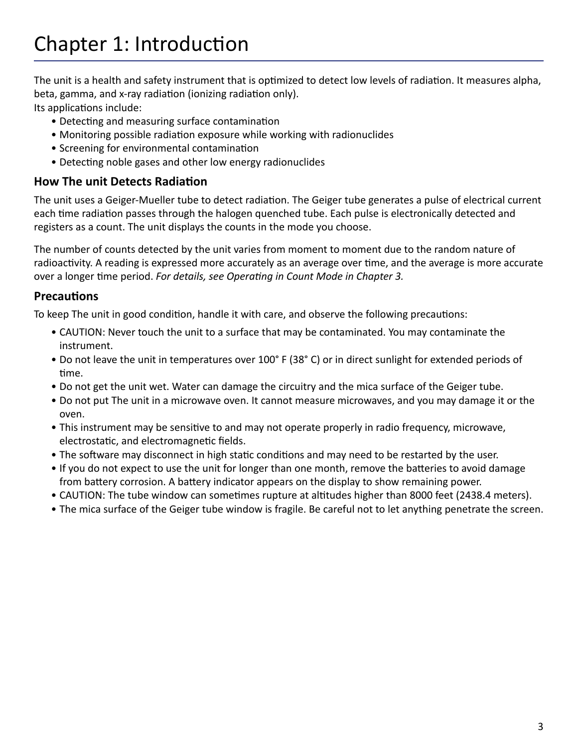# Chapter 1: Introduction

The unit is a health and safety instrument that is optimized to detect low levels of radiation. It measures alpha, beta, gamma, and x-ray radiation (ionizing radiation only).
Its applications include:

- Detecting and measuring surface contamination
- Monitoring possible radiation exposure while working with radionuclides
- Screening for environmental contamination
- Detecting noble gases and other low energy radionuclides

## How The unit Detects Radiation

The unit uses a Geiger-Mueller tube to detect radiation. The Geiger tube generates a pulse of electrical current each time radiation passes through the halogen quenched tube. Each pulse is electronically detected and registers as a count. The unit displays the counts in the mode you choose.

The number of counts detected by the unit varies from moment to moment due to the random nature of radioactivity. A reading is expressed more accurately as an average over time, and the average is more accurate over a longer time period. *For details, see Operating in Count Mode in Chapter 3.*

## Precautions

To keep The unit in good condition, handle it with care, and observe the following precautions:

- CAUTION: Never touch the unit to a surface that may be contaminated. You may contaminate the instrument.
- Do not leave the unit in temperatures over 100° F (38° C) or in direct sunlight for extended periods of time.
- Do not get the unit wet. Water can damage the circuitry and the mica surface of the Geiger tube.
- Do not put The unit in a microwave oven. It cannot measure microwaves, and you may damage it or the oven.
- This instrument may be sensitive to and may not operate properly in radio frequency, microwave, electrostatic, and electromagnetic fields.
- The software may disconnect in high static conditions and may need to be restarted by the user.
- If you do not expect to use the unit for longer than one month, remove the batteries to avoid damage from battery corrosion. A battery indicator appears on the display to show remaining power.
- CAUTION: The tube window can sometimes rupture at altitudes higher than 8000 feet (2438.4 meters).
- The mica surface of the Geiger tube window is fragile. Be careful not to let anything penetrate the screen.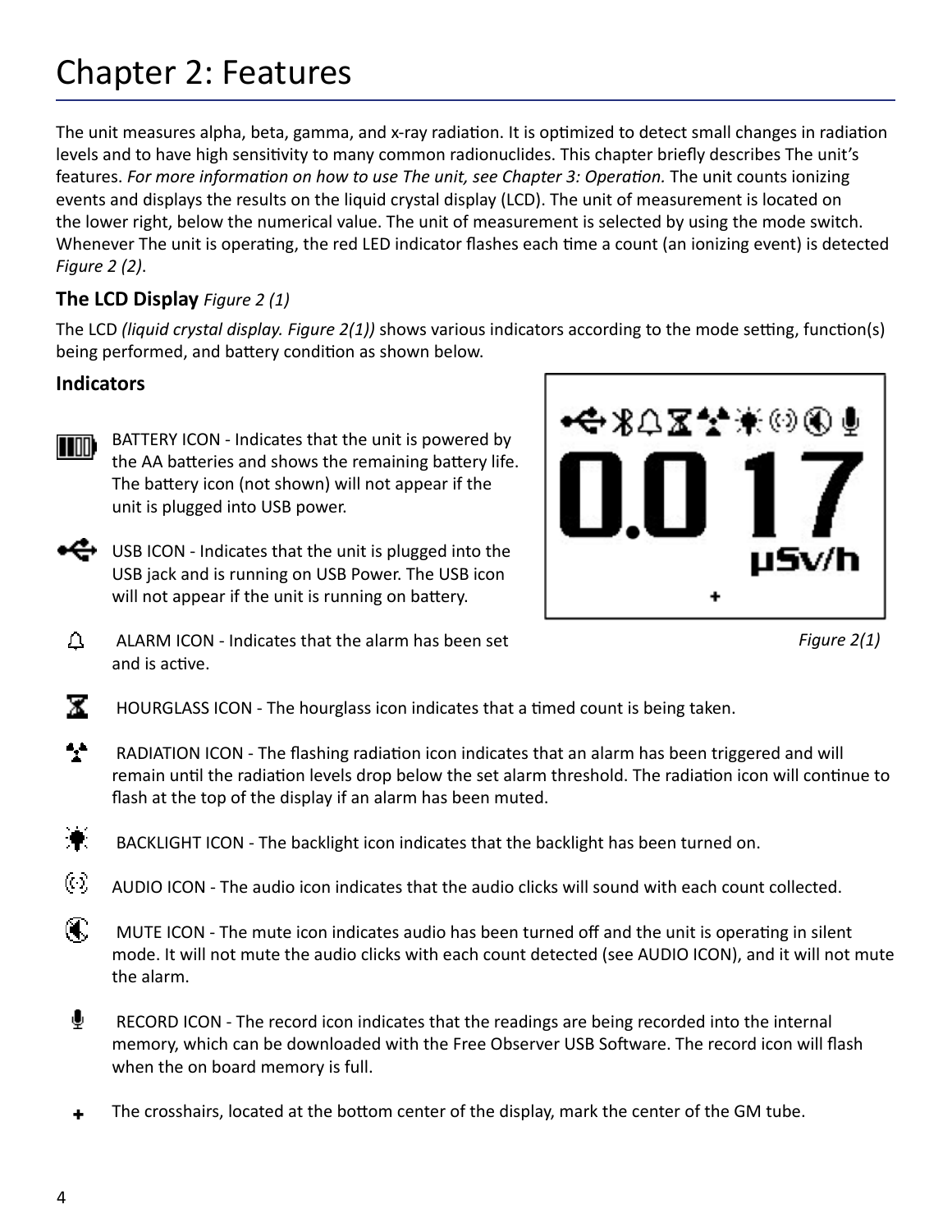# Chapter 2: Features

The unit measures alpha, beta, gamma, and x-ray radiation. It is optimized to detect small changes in radiation levels and to have high sensitivity to many common radionuclides. This chapter briefly describes The unit's features. *For more information on how to use The unit, see Chapter 3: Operation.* The unit counts ionizing events and displays the results on the liquid crystal display (LCD). The unit of measurement is located on the lower right, below the numerical value. The unit of measurement is selected by using the mode switch. Whenever The unit is operating, the red LED indicator flashes each time a count (an ionizing event) is detected *Figure 2 (2)*.

## The LCD Display *Figure 2 (1)*

The LCD *(liquid crystal display. Figure 2(1))* shows various indicators according to the mode setting, function(s) being performed, and battery condition as shown below.

### Indicators

BATTERY ICON - Indicates that the unit is powered by the AA batteries and shows the remaining battery life. The battery icon (not shown) will not appear if the unit is plugged into USB power.

USB ICON - Indicates that the unit is plugged into the USB jack and is running on USB Power. The USB icon will not appear if the unit is running on battery.

ALARM ICON - Indicates that the alarm has been set and is active.

*Figure 2(1)*

HOURGLASS ICON - The hourglass icon indicates that a timed count is being taken.

RADIATION ICON - The flashing radiation icon indicates that an alarm has been triggered and will remain until the radiation levels drop below the set alarm threshold. The radiation icon will continue to flash at the top of the display if an alarm has been muted.

BACKLIGHT ICON - The backlight icon indicates that the backlight has been turned on.

AUDIO ICON - The audio icon indicates that the audio clicks will sound with each count collected.

MUTE ICON - The mute icon indicates audio has been turned off and the unit is operating in silent mode. It will not mute the audio clicks with each count detected (see AUDIO ICON), and it will not mute the alarm.

RECORD ICON - The record icon indicates that the readings are being recorded into the internal memory, which can be downloaded with the Free Observer USB Software. The record icon will flash when the on board memory is full.

The crosshairs, located at the bottom center of the display, mark the center of the GM tube.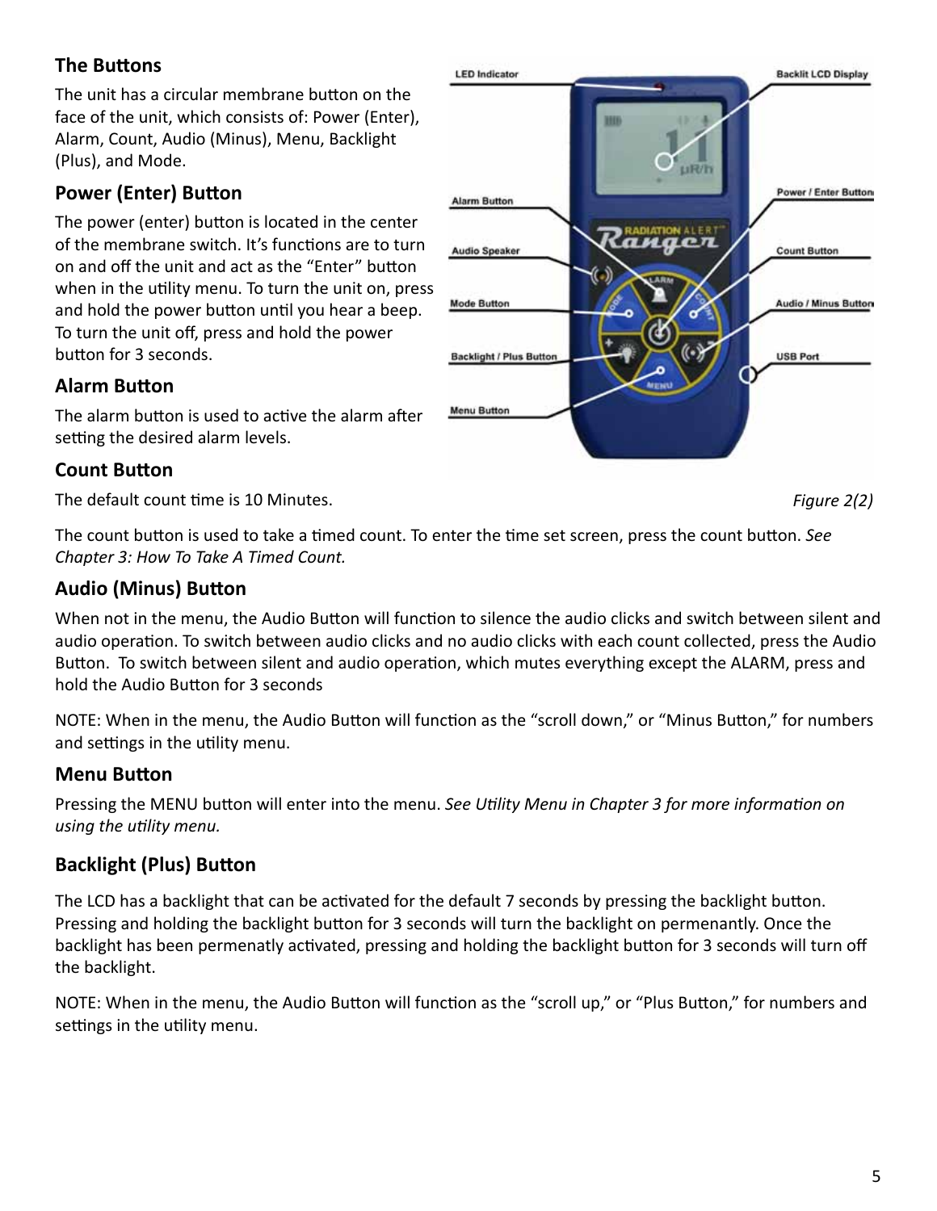## The Buttons

The unit has a circular membrane button on the face of the unit, which consists of: Power (Enter), Alarm, Count, Audio (Minus), Menu, Backlight (Plus), and Mode.

### Power (Enter) Button

The power (enter) button is located in the center of the membrane switch. It's functions are to turn on and off the unit and act as the "Enter" button when in the utility menu. To turn the unit on, press and hold the power button until you hear a beep. To turn the unit off, press and hold the power button for 3 seconds.

### Alarm Button

The alarm button is used to active the alarm after setting the desired alarm levels.

### Count Button

The default count time is 10 Minutes.

*Figure 2(2)*

The count button is used to take a timed count. To enter the time set screen, press the count button. *See Chapter 3: How To Take A Timed Count.*

### Audio (Minus) Button

When not in the menu, the Audio Button will function to silence the audio clicks and switch between silent and audio operation. To switch between audio clicks and no audio clicks with each count collected, press the Audio Button. To switch between silent and audio operation, which mutes everything except the ALARM, press and hold the Audio Button for 3 seconds

NOTE: When in the menu, the Audio Button will function as the "scroll down," or "Minus Button," for numbers and settings in the utility menu.

### Menu Button

Pressing the MENU button will enter into the menu. *See Utility Menu in Chapter 3 for more information on using the utility menu.*

### Backlight (Plus) Button

The LCD has a backlight that can be activated for the default 7 seconds by pressing the backlight button. Pressing and holding the backlight button for 3 seconds will turn the backlight on permenantly. Once the backlight has been permenatly activated, pressing and holding the backlight button for 3 seconds will turn off the backlight.

NOTE: When in the menu, the Audio Button will function as the "scroll up," or "Plus Button," for numbers and settings in the utility menu.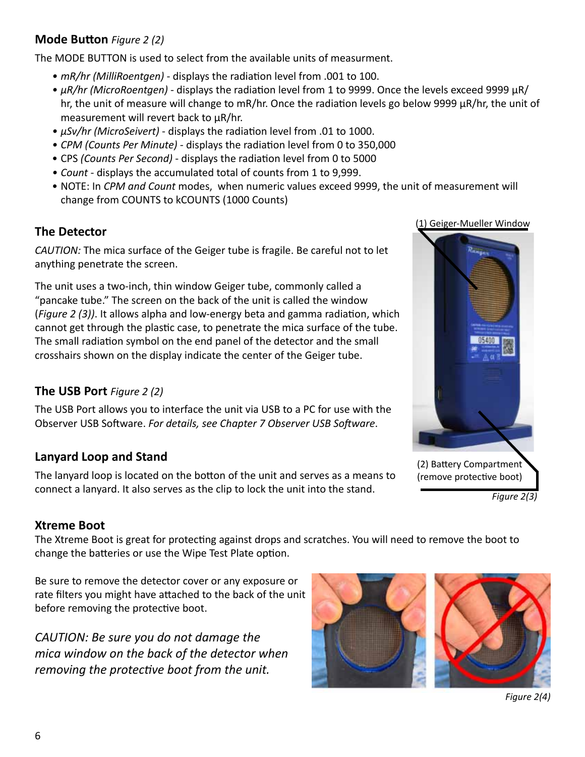### Mode Button *Figure 2 (2)*

The MODE BUTTON is used to select from the available units of measurment.

- *mR/hr (MilliRoentgen)* - displays the radiation level from .001 to 100.
- *µR/hr (MicroRoentgen)* - displays the radiation level from 1 to 9999. Once the levels exceed 9999 µR/hr, the unit of measure will change to mR/hr. Once the radiation levels go below 9999 µR/hr, the unit of measurement will revert back to µR/hr.
- *µSv/hr (MicroSeivert)* - displays the radiation level from .01 to 1000.
- *CPM (Counts Per Minute)* - displays the radiation level from 0 to 350,000
- CPS *(Counts Per Second)* - displays the radiation level from 0 to 5000
- *Count* - displays the accumulated total of counts from 1 to 9,999.
- NOTE: In *CPM and Count* modes, when numeric values exceed 9999, the unit of measurement will change from COUNTS to kCOUNTS (1000 Counts)

### The Detector

*CAUTION:* The mica surface of the Geiger tube is fragile. Be careful not to let anything penetrate the screen.

The unit uses a two-inch, thin window Geiger tube, commonly called a "pancake tube." The screen on the back of the unit is called the window (*Figure 2 (3))*. It allows alpha and low-energy beta and gamma radiation, which cannot get through the plastic case, to penetrate the mica surface of the tube. The small radiation symbol on the end panel of the detector and the small crosshairs shown on the display indicate the center of the Geiger tube.

(1) Geiger-Mueller Window

(2) Battery Compartment (remove protective boot)

*Figure 2(3)*

### The USB Port *Figure 2 (2)*

The USB Port allows you to interface the unit via USB to a PC for use with the Observer USB Software. *For details, see Chapter 7 Observer USB Software*.

### Lanyard Loop and Stand

The lanyard loop is located on the botton of the unit and serves as a means to connect a lanyard. It also serves as the clip to lock the unit into the stand.

### Xtreme Boot

The Xtreme Boot is great for protecting against drops and scratches. You will need to remove the boot to change the batteries or use the Wipe Test Plate option.

Be sure to remove the detector cover or any exposure or rate filters you might have attached to the back of the unit before removing the protective boot.

*CAUTION: Be sure you do not damage the mica window on the back of the detector when removing the protective boot from the unit.*

*Figure 2(4)*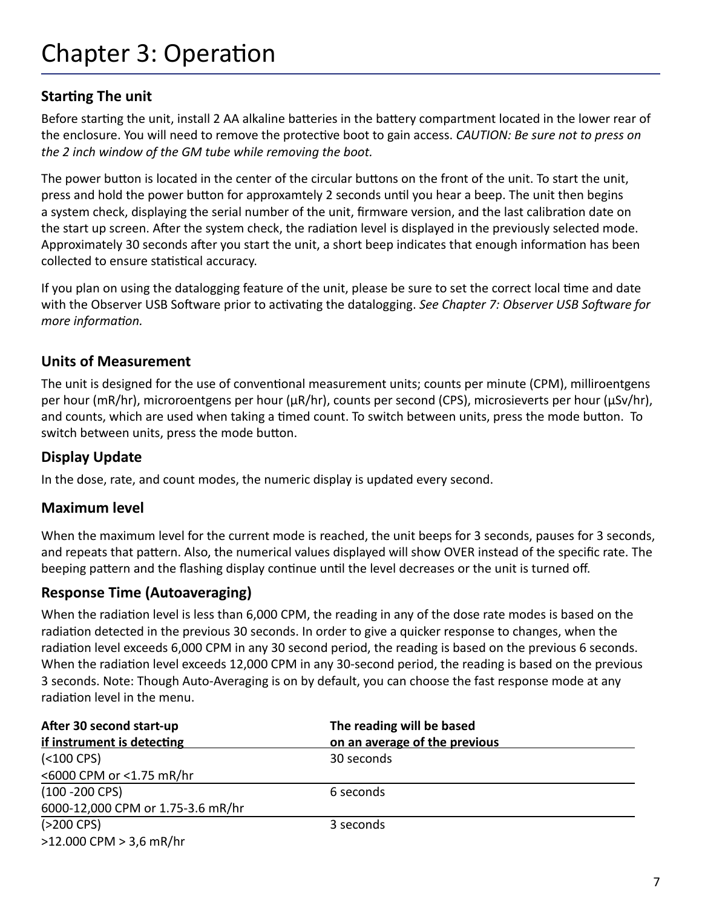# Chapter 3: Operation

### Starting The unit

Before starting the unit, install 2 AA alkaline batteries in the battery compartment located in the lower rear of the enclosure. You will need to remove the protective boot to gain access. *CAUTION: Be sure not to press on the 2 inch window of the GM tube while removing the boot.*

The power button is located in the center of the circular buttons on the front of the unit. To start the unit, press and hold the power button for approxamtely 2 seconds until you hear a beep. The unit then begins a system check, displaying the serial number of the unit, firmware version, and the last calibration date on the start up screen. After the system check, the radiation level is displayed in the previously selected mode. Approximately 30 seconds after you start the unit, a short beep indicates that enough information has been collected to ensure statistical accuracy.

If you plan on using the datalogging feature of the unit, please be sure to set the correct local time and date with the Observer USB Software prior to activating the datalogging. *See Chapter 7: Observer USB Software for more information.*

### Units of Measurement

The unit is designed for the use of conventional measurement units; counts per minute (CPM), milliroentgens per hour (mR/hr), microroentgens per hour (µR/hr), counts per second (CPS), microsieverts per hour (µSv/hr), and counts, which are used when taking a timed count. To switch between units, press the mode button. To switch between units, press the mode button.

### Display Update

In the dose, rate, and count modes, the numeric display is updated every second.

### Maximum level

When the maximum level for the current mode is reached, the unit beeps for 3 seconds, pauses for 3 seconds, and repeats that pattern. Also, the numerical values displayed will show OVER instead of the specific rate. The beeping pattern and the flashing display continue until the level decreases or the unit is turned off.

### Response Time (Autoaveraging)

When the radiation level is less than 6,000 CPM, the reading in any of the dose rate modes is based on the radiation detected in the previous 30 seconds. In order to give a quicker response to changes, when the radiation level exceeds 6,000 CPM in any 30 second period, the reading is based on the previous 6 seconds. When the radiation level exceeds 12,000 CPM in any 30-second period, the reading is based on the previous 3 seconds. Note: Though Auto-Averaging is on by default, you can choose the fast response mode at any radiation level in the menu.

| After 30 second start-up if instrument is detecting | The reading will be based on an average of the previous |
|---|---|
| (<100 CPS)<br><6000 CPM or <1.75 mR/hr | 30 seconds |
| (100 -200 CPS)<br>6000-12,000 CPM or 1.75-3.6 mR/hr | 6 seconds |
| (>200 CPS)<br>>12.000 CPM > 3,6 mR/hr | 3 seconds |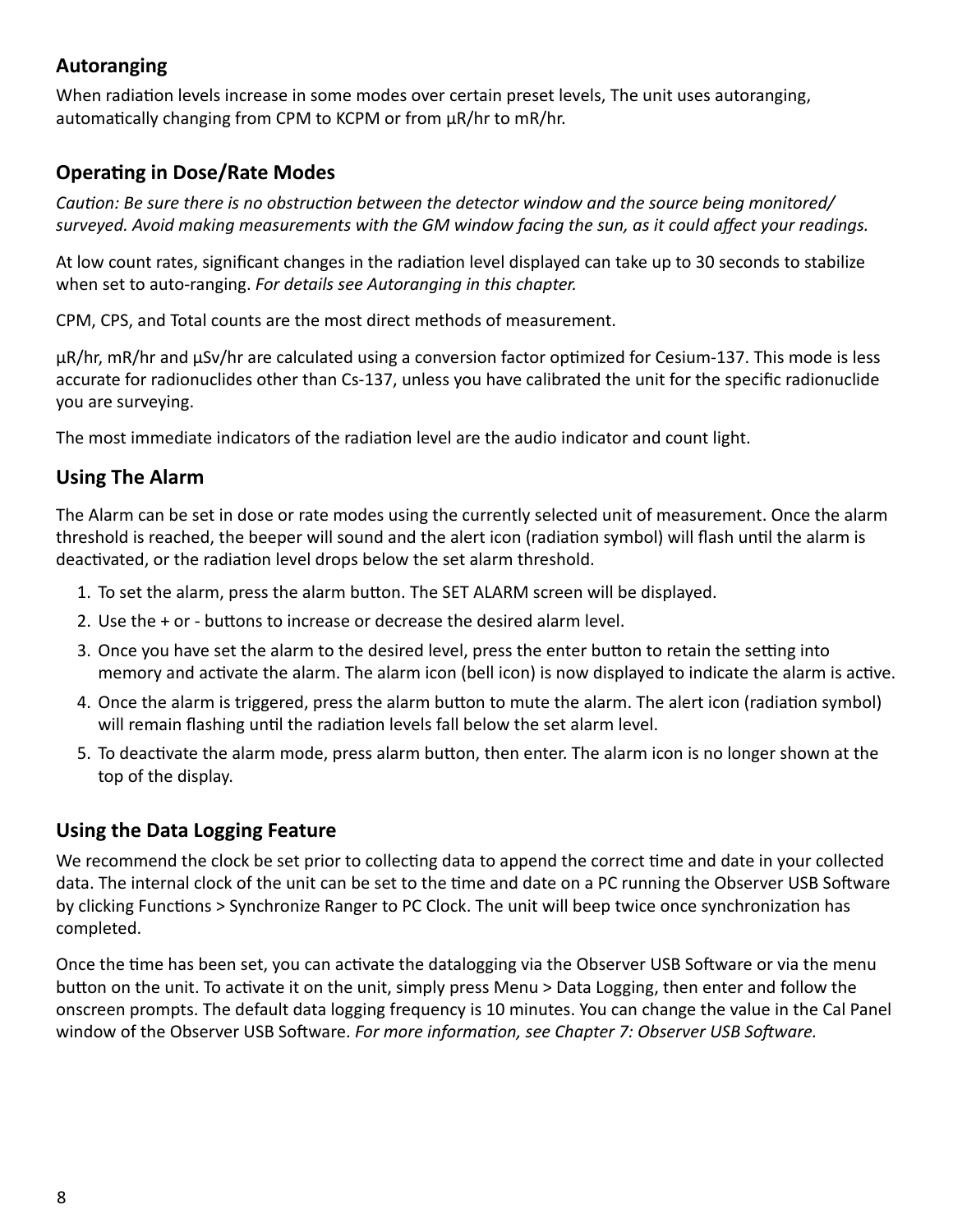## Autoranging

When radiation levels increase in some modes over certain preset levels, The unit uses autoranging, automatically changing from CPM to KCPM or from µR/hr to mR/hr.

## Operating in Dose/Rate Modes

*Caution: Be sure there is no obstruction between the detector window and the source being monitored/surveyed. Avoid making measurements with the GM window facing the sun, as it could affect your readings.*

At low count rates, significant changes in the radiation level displayed can take up to 30 seconds to stabilize when set to auto-ranging. *For details see Autoranging in this chapter.*

CPM, CPS, and Total counts are the most direct methods of measurement.

µR/hr, mR/hr and µSv/hr are calculated using a conversion factor optimized for Cesium-137. This mode is less accurate for radionuclides other than Cs-137, unless you have calibrated the unit for the specific radionuclide you are surveying.

The most immediate indicators of the radiation level are the audio indicator and count light.

## Using The Alarm

The Alarm can be set in dose or rate modes using the currently selected unit of measurement. Once the alarm threshold is reached, the beeper will sound and the alert icon (radiation symbol) will flash until the alarm is deactivated, or the radiation level drops below the set alarm threshold.

1. To set the alarm, press the alarm button. The SET ALARM screen will be displayed.
2. Use the + or - buttons to increase or decrease the desired alarm level.
3. Once you have set the alarm to the desired level, press the enter button to retain the setting into memory and activate the alarm. The alarm icon (bell icon) is now displayed to indicate the alarm is active.
4. Once the alarm is triggered, press the alarm button to mute the alarm. The alert icon (radiation symbol) will remain flashing until the radiation levels fall below the set alarm level.
5. To deactivate the alarm mode, press alarm button, then enter. The alarm icon is no longer shown at the top of the display.

## Using the Data Logging Feature

We recommend the clock be set prior to collecting data to append the correct time and date in your collected data. The internal clock of the unit can be set to the time and date on a PC running the Observer USB Software by clicking Functions > Synchronize Ranger to PC Clock. The unit will beep twice once synchronization has completed.

Once the time has been set, you can activate the datalogging via the Observer USB Software or via the menu button on the unit. To activate it on the unit, simply press Menu > Data Logging, then enter and follow the onscreen prompts. The default data logging frequency is 10 minutes. You can change the value in the Cal Panel window of the Observer USB Software. *For more information, see Chapter 7: Observer USB Software.*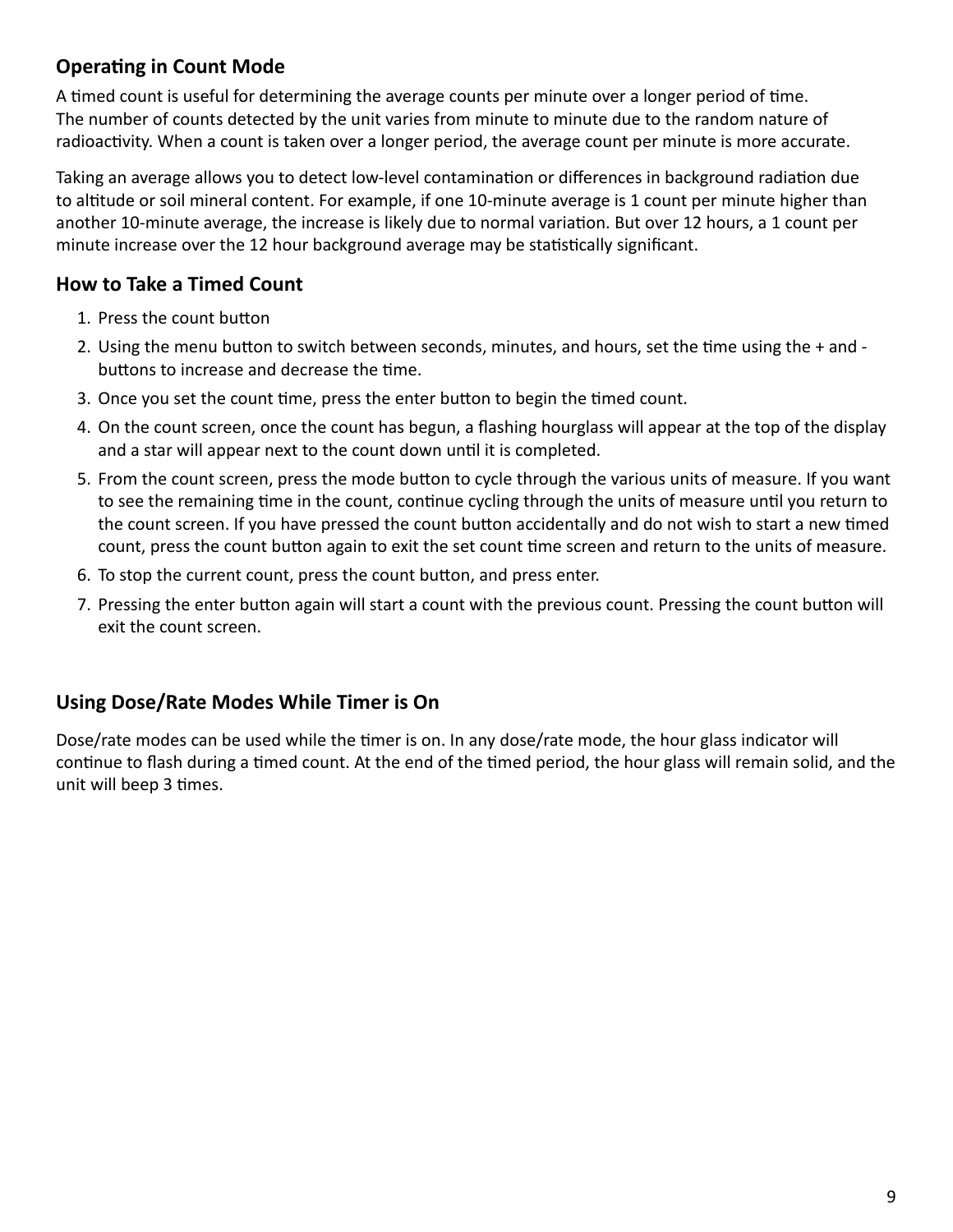## Operating in Count Mode

A timed count is useful for determining the average counts per minute over a longer period of time. The number of counts detected by the unit varies from minute to minute due to the random nature of radioactivity. When a count is taken over a longer period, the average count per minute is more accurate.

Taking an average allows you to detect low-level contamination or differences in background radiation due to altitude or soil mineral content. For example, if one 10-minute average is 1 count per minute higher than another 10-minute average, the increase is likely due to normal variation. But over 12 hours, a 1 count per minute increase over the 12 hour background average may be statistically significant.

### How to Take a Timed Count

1. Press the count button
2. Using the menu button to switch between seconds, minutes, and hours, set the time using the + and - buttons to increase and decrease the time.
3. Once you set the count time, press the enter button to begin the timed count.
4. On the count screen, once the count has begun, a flashing hourglass will appear at the top of the display and a star will appear next to the count down until it is completed.
5. From the count screen, press the mode button to cycle through the various units of measure. If you want to see the remaining time in the count, continue cycling through the units of measure until you return to the count screen. If you have pressed the count button accidentally and do not wish to start a new timed count, press the count button again to exit the set count time screen and return to the units of measure.
6. To stop the current count, press the count button, and press enter.
7. Pressing the enter button again will start a count with the previous count. Pressing the count button will exit the count screen.

### Using Dose/Rate Modes While Timer is On

Dose/rate modes can be used while the timer is on. In any dose/rate mode, the hour glass indicator will continue to flash during a timed count. At the end of the timed period, the hour glass will remain solid, and the unit will beep 3 times.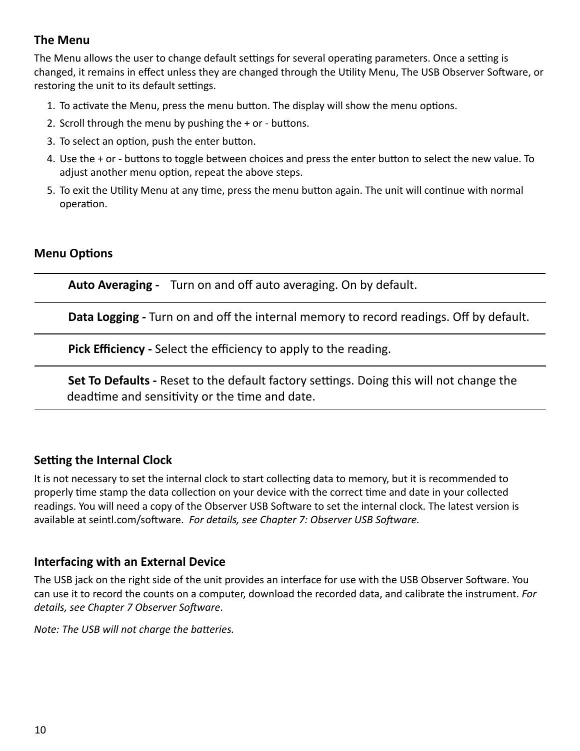## The Menu

The Menu allows the user to change default settings for several operating parameters. Once a setting is changed, it remains in effect unless they are changed through the Utility Menu, The USB Observer Software, or restoring the unit to its default settings.

1. To activate the Menu, press the menu button. The display will show the menu options.
2. Scroll through the menu by pushing the + or - buttons.
3. To select an option, push the enter button.
4. Use the + or - buttons to toggle between choices and press the enter button to select the new value. To adjust another menu option, repeat the above steps.
5. To exit the Utility Menu at any time, press the menu button again. The unit will continue with normal operation.

## Menu Options

**Auto Averaging -** Turn on and off auto averaging. On by default.

**Data Logging -** Turn on and off the internal memory to record readings. Off by default.

**Pick Efficiency -** Select the efficiency to apply to the reading.

**Set To Defaults -** Reset to the default factory settings. Doing this will not change the deadtime and sensitivity or the time and date.

## Setting the Internal Clock

It is not necessary to set the internal clock to start collecting data to memory, but it is recommended to properly time stamp the data collection on your device with the correct time and date in your collected readings. You will need a copy of the Observer USB Software to set the internal clock. The latest version is available at seintl.com/software. *For details, see Chapter 7: Observer USB Software.*

## Interfacing with an External Device

The USB jack on the right side of the unit provides an interface for use with the USB Observer Software. You can use it to record the counts on a computer, download the recorded data, and calibrate the instrument. *For details, see Chapter 7 Observer Software*.

*Note: The USB will not charge the batteries.*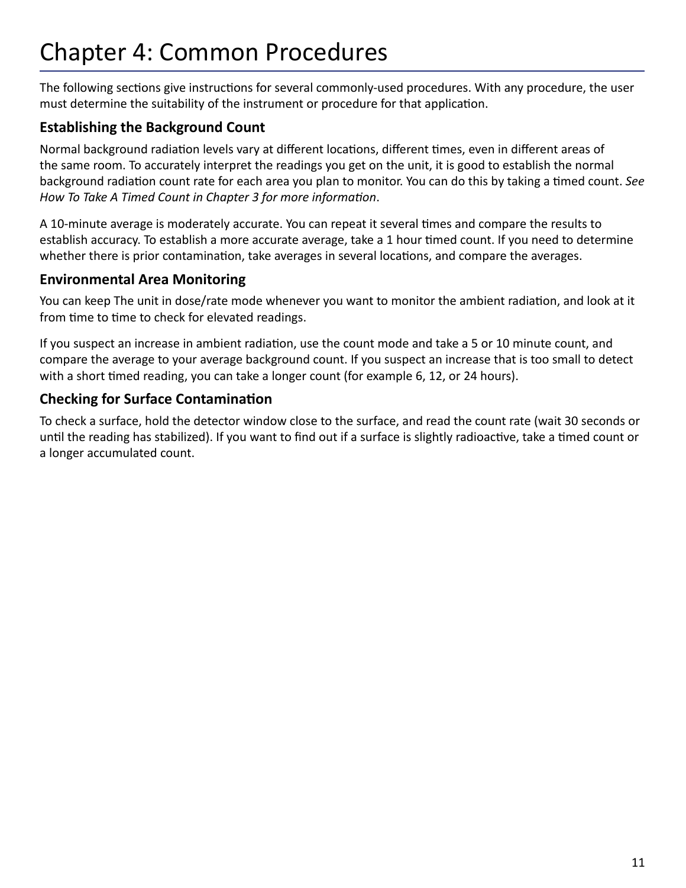# Chapter 4: Common Procedures

The following sections give instructions for several commonly-used procedures. With any procedure, the user must determine the suitability of the instrument or procedure for that application.

## Establishing the Background Count

Normal background radiation levels vary at different locations, different times, even in different areas of the same room. To accurately interpret the readings you get on the unit, it is good to establish the normal background radiation count rate for each area you plan to monitor. You can do this by taking a timed count. *See How To Take A Timed Count in Chapter 3 for more information*.

A 10-minute average is moderately accurate. You can repeat it several times and compare the results to establish accuracy. To establish a more accurate average, take a 1 hour timed count. If you need to determine whether there is prior contamination, take averages in several locations, and compare the averages.

## Environmental Area Monitoring

You can keep The unit in dose/rate mode whenever you want to monitor the ambient radiation, and look at it from time to time to check for elevated readings.

If you suspect an increase in ambient radiation, use the count mode and take a 5 or 10 minute count, and compare the average to your average background count. If you suspect an increase that is too small to detect with a short timed reading, you can take a longer count (for example 6, 12, or 24 hours).

## Checking for Surface Contamination

To check a surface, hold the detector window close to the surface, and read the count rate (wait 30 seconds or until the reading has stabilized). If you want to find out if a surface is slightly radioactive, take a timed count or a longer accumulated count.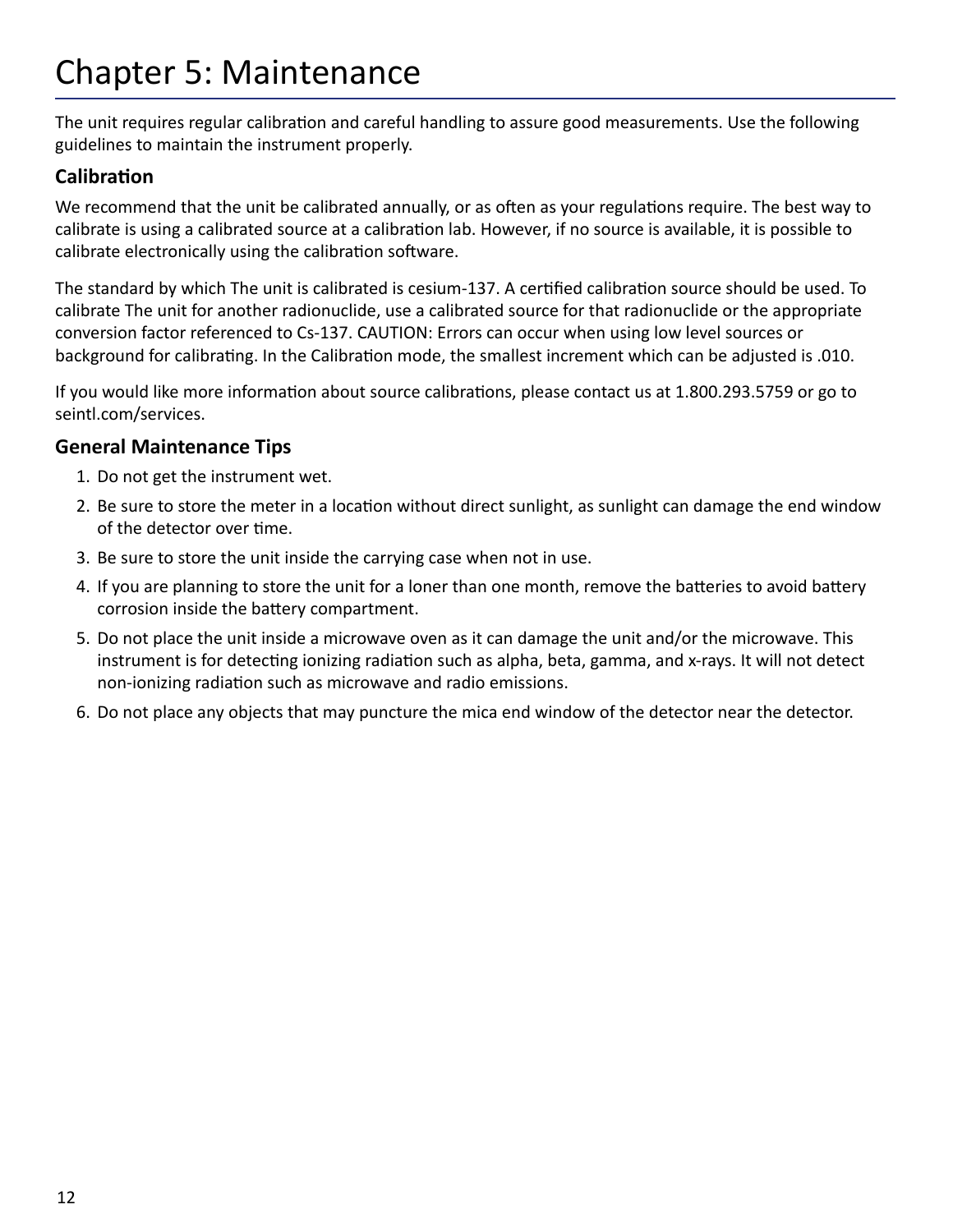# Chapter 5: Maintenance

The unit requires regular calibration and careful handling to assure good measurements. Use the following guidelines to maintain the instrument properly.

## Calibration

We recommend that the unit be calibrated annually, or as often as your regulations require. The best way to calibrate is using a calibrated source at a calibration lab. However, if no source is available, it is possible to calibrate electronically using the calibration software.

The standard by which The unit is calibrated is cesium-137. A certified calibration source should be used. To calibrate The unit for another radionuclide, use a calibrated source for that radionuclide or the appropriate conversion factor referenced to Cs-137. CAUTION: Errors can occur when using low level sources or background for calibrating. In the Calibration mode, the smallest increment which can be adjusted is .010.

If you would like more information about source calibrations, please contact us at 1.800.293.5759 or go to seintl.com/services.

## General Maintenance Tips

1. Do not get the instrument wet.
2. Be sure to store the meter in a location without direct sunlight, as sunlight can damage the end window of the detector over time.
3. Be sure to store the unit inside the carrying case when not in use.
4. If you are planning to store the unit for a loner than one month, remove the batteries to avoid battery corrosion inside the battery compartment.
5. Do not place the unit inside a microwave oven as it can damage the unit and/or the microwave. This instrument is for detecting ionizing radiation such as alpha, beta, gamma, and x-rays. It will not detect non-ionizing radiation such as microwave and radio emissions.
6. Do not place any objects that may puncture the mica end window of the detector near the detector.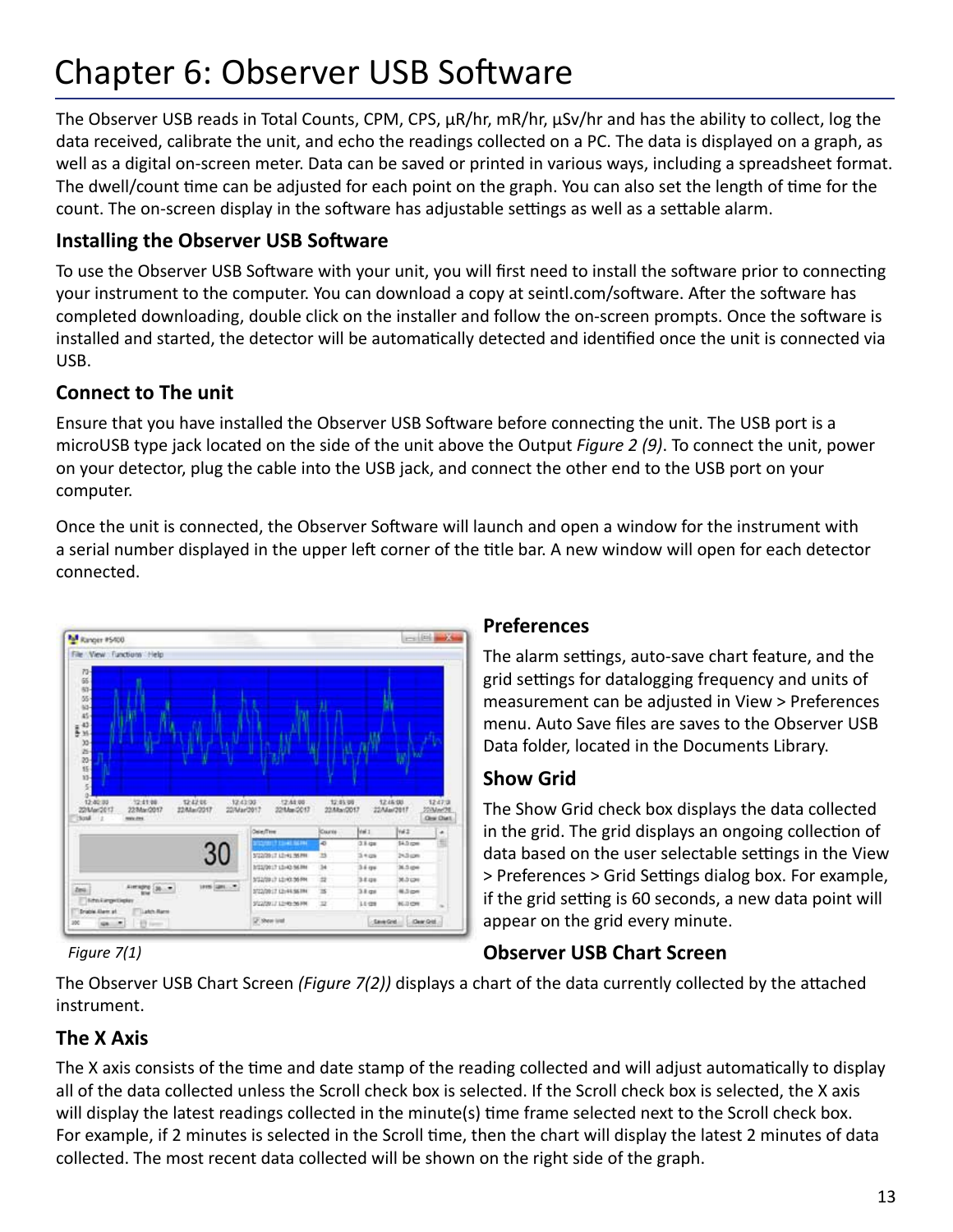# Chapter 6: Observer USB Software

The Observer USB reads in Total Counts, CPM, CPS, µR/hr, mR/hr, µSv/hr and has the ability to collect, log the data received, calibrate the unit, and echo the readings collected on a PC. The data is displayed on a graph, as well as a digital on-screen meter. Data can be saved or printed in various ways, including a spreadsheet format. The dwell/count time can be adjusted for each point on the graph. You can also set the length of time for the count. The on-screen display in the software has adjustable settings as well as a settable alarm.

### Installing the Observer USB Software

To use the Observer USB Software with your unit, you will first need to install the software prior to connecting your instrument to the computer. You can download a copy at seintl.com/software. After the software has completed downloading, double click on the installer and follow the on-screen prompts. Once the software is installed and started, the detector will be automatically detected and identified once the unit is connected via USB.

### Connect to The unit

Ensure that you have installed the Observer USB Software before connecting the unit. The USB port is a microUSB type jack located on the side of the unit above the Output *Figure 2 (9)*. To connect the unit, power on your detector, plug the cable into the USB jack, and connect the other end to the USB port on your computer.

Once the unit is connected, the Observer Software will launch and open a window for the instrument with a serial number displayed in the upper left corner of the title bar. A new window will open for each detector connected.

*Figure 7(1)*

### Preferences

The alarm settings, auto-save chart feature, and the grid settings for datalogging frequency and units of measurement can be adjusted in View > Preferences menu. Auto Save files are saves to the Observer USB Data folder, located in the Documents Library.

### Show Grid

The Show Grid check box displays the data collected in the grid. The grid displays an ongoing collection of data based on the user selectable settings in the View > Preferences > Grid Settings dialog box. For example, if the grid setting is 60 seconds, a new data point will appear on the grid every minute.

### Observer USB Chart Screen

The Observer USB Chart Screen *(Figure 7(2))* displays a chart of the data currently collected by the attached instrument.

### The X Axis

The X axis consists of the time and date stamp of the reading collected and will adjust automatically to display all of the data collected unless the Scroll check box is selected. If the Scroll check box is selected, the X axis will display the latest readings collected in the minute(s) time frame selected next to the Scroll check box. For example, if 2 minutes is selected in the Scroll time, then the chart will display the latest 2 minutes of data collected. The most recent data collected will be shown on the right side of the graph.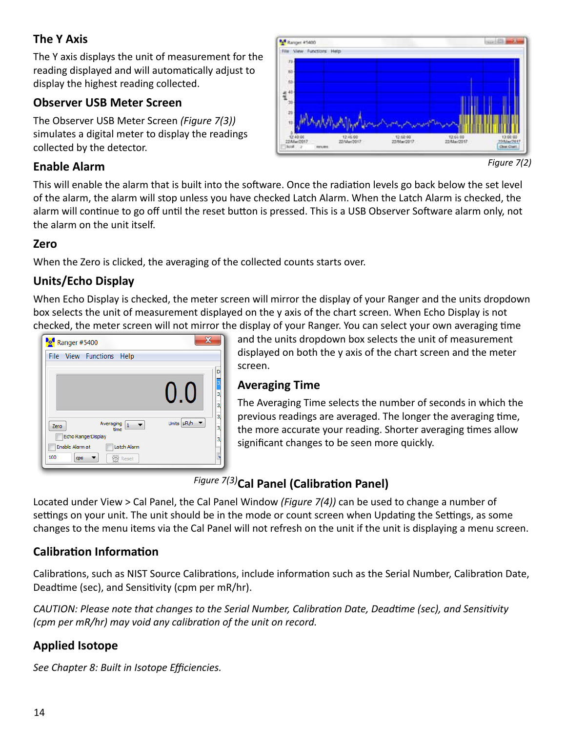## The Y Axis

The Y axis displays the unit of measurement for the reading displayed and will automatically adjust to display the highest reading collected.

## Observer USB Meter Screen

The Observer USB Meter Screen *(Figure 7(3))* simulates a digital meter to display the readings collected by the detector.

*Figure 7(2)*

## Enable Alarm

This will enable the alarm that is built into the software. Once the radiation levels go back below the set level of the alarm, the alarm will stop unless you have checked Latch Alarm. When the Latch Alarm is checked, the alarm will continue to go off until the reset button is pressed. This is a USB Observer Software alarm only, not the alarm on the unit itself.

## Zero

When the Zero is clicked, the averaging of the collected counts starts over.

## Units/Echo Display

When Echo Display is checked, the meter screen will mirror the display of your Ranger and the units dropdown box selects the unit of measurement displayed on the y axis of the chart screen. When Echo Display is not checked, the meter screen will not mirror the display of your Ranger. You can select your own averaging time and the units dropdown box selects the unit of measurement displayed on both the y axis of the chart screen and the meter screen.

## Averaging Time

The Averaging Time selects the number of seconds in which the previous readings are averaged. The longer the averaging time, the more accurate your reading. Shorter averaging times allow significant changes to be seen more quickly.

*Figure 7(3)*

## Cal Panel (Calibration Panel)

Located under View > Cal Panel, the Cal Panel Window *(Figure 7(4))* can be used to change a number of settings on your unit. The unit should be in the mode or count screen when Updating the Settings, as some changes to the menu items via the Cal Panel will not refresh on the unit if the unit is displaying a menu screen.

## Calibration Information

Calibrations, such as NIST Source Calibrations, include information such as the Serial Number, Calibration Date, Deadtime (sec), and Sensitivity (cpm per mR/hr).

*CAUTION: Please note that changes to the Serial Number, Calibration Date, Deadtime (sec), and Sensitivity (cpm per mR/hr) may void any calibration of the unit on record.*

## Applied Isotope

*See Chapter 8: Built in Isotope Efficiencies.*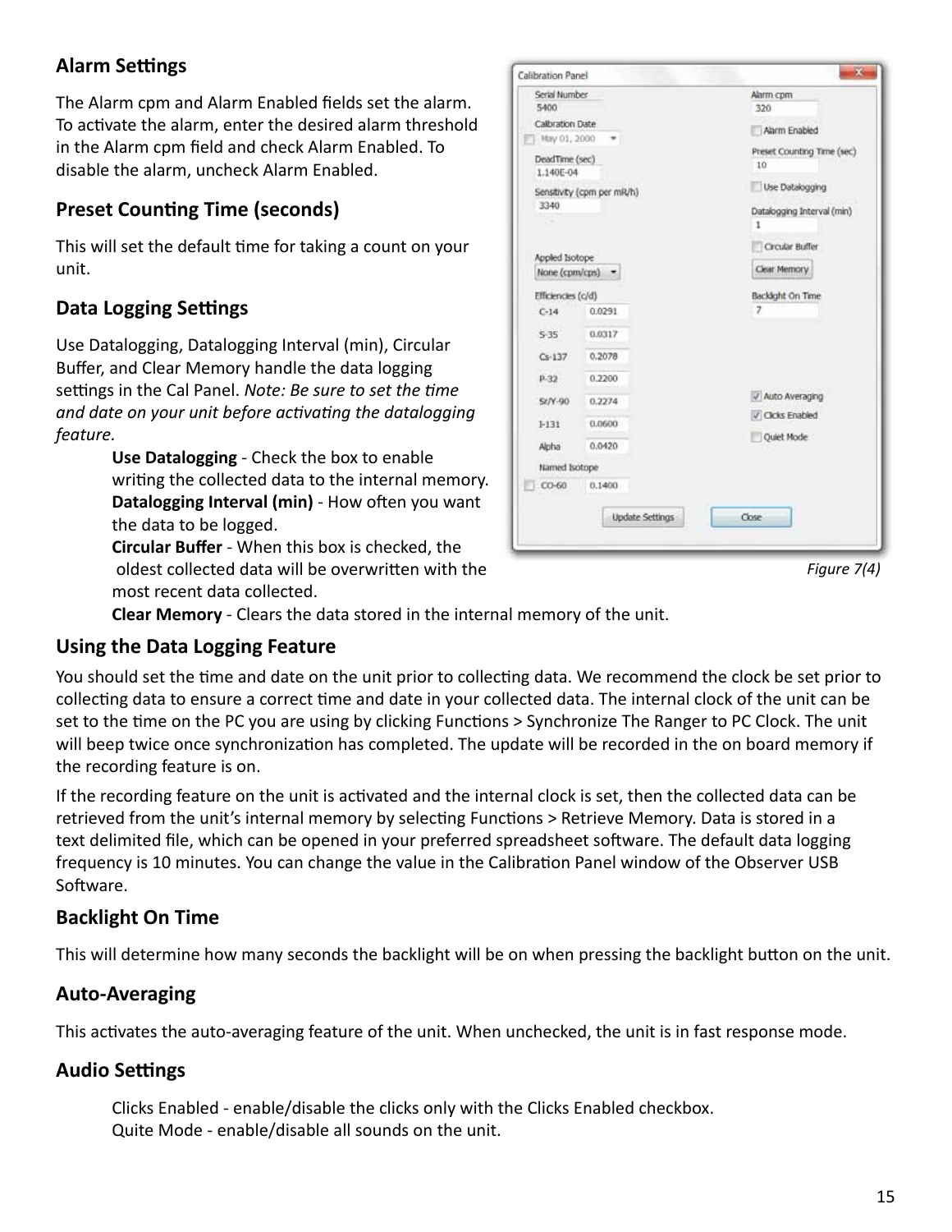## Alarm Settings

The Alarm cpm and Alarm Enabled fields set the alarm. To activate the alarm, enter the desired alarm threshold in the Alarm cpm field and check Alarm Enabled. To disable the alarm, uncheck Alarm Enabled.

## Preset Counting Time (seconds)

This will set the default time for taking a count on your unit.

## Data Logging Settings

Use Datalogging, Datalogging Interval (min), Circular Buffer, and Clear Memory handle the data logging settings in the Cal Panel. *Note: Be sure to set the time and date on your unit before activating the datalogging feature.*

**Use Datalogging** - Check the box to enable writing the collected data to the internal memory.
**Datalogging Interval (min)** - How often you want the data to be logged.
**Circular Buffer** - When this box is checked, the oldest collected data will be overwritten with the most recent data collected.
**Clear Memory** - Clears the data stored in the internal memory of the unit.

*Figure 7(4)*

## Using the Data Logging Feature

You should set the time and date on the unit prior to collecting data. We recommend the clock be set prior to collecting data to ensure a correct time and date in your collected data. The internal clock of the unit can be set to the time on the PC you are using by clicking Functions > Synchronize The Ranger to PC Clock. The unit will beep twice once synchronization has completed. The update will be recorded in the on board memory if the recording feature is on.

If the recording feature on the unit is activated and the internal clock is set, then the collected data can be retrieved from the unit's internal memory by selecting Functions > Retrieve Memory. Data is stored in a text delimited file, which can be opened in your preferred spreadsheet software. The default data logging frequency is 10 minutes. You can change the value in the Calibration Panel window of the Observer USB Software.

## Backlight On Time

This will determine how many seconds the backlight will be on when pressing the backlight button on the unit.

## Auto-Averaging

This activates the auto-averaging feature of the unit. When unchecked, the unit is in fast response mode.

## Audio Settings

Clicks Enabled - enable/disable the clicks only with the Clicks Enabled checkbox.
Quite Mode - enable/disable all sounds on the unit.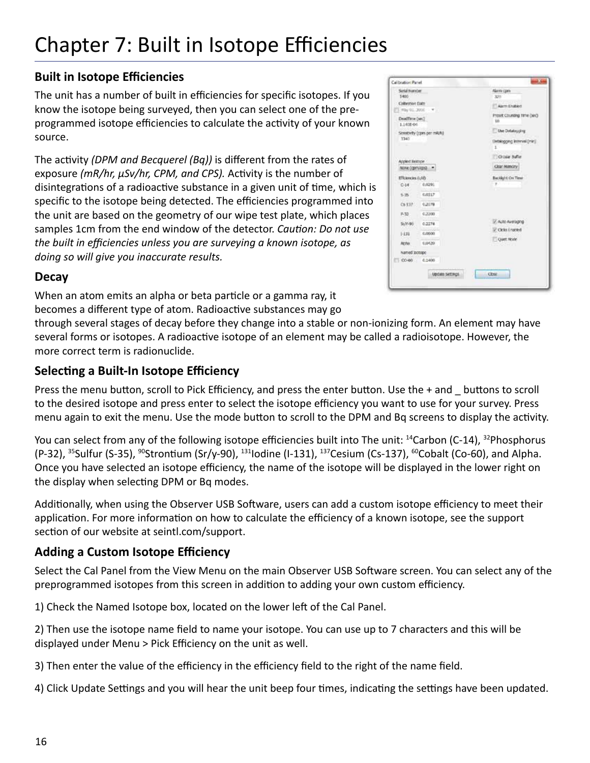# Chapter 7: Built in Isotope Efficiencies

## Built in Isotope Efficiencies

The unit has a number of built in efficiencies for specific isotopes. If you know the isotope being surveyed, then you can select one of the pre-programmed isotope efficiencies to calculate the activity of your known source.

The activity *(DPM and Becquerel (Bq))* is different from the rates of exposure *(mR/hr, µSv/hr, CPM, and CPS).* Activity is the number of disintegrations of a radioactive substance in a given unit of time, which is specific to the isotope being detected. The efficiencies programmed into the unit are based on the geometry of our wipe test plate, which places samples 1cm from the end window of the detector. *Caution: Do not use the built in efficiencies unless you are surveying a known isotope, as doing so will give you inaccurate results.*

## Decay

When an atom emits an alpha or beta particle or a gamma ray, it becomes a different type of atom. Radioactive substances may go through several stages of decay before they change into a stable or non-ionizing form. An element may have several forms or isotopes. A radioactive isotope of an element may be called a radioisotope. However, the more correct term is radionuclide.

## Selecting a Built-In Isotope Efficiency

Press the menu button, scroll to Pick Efficiency, and press the enter button. Use the + and _ buttons to scroll to the desired isotope and press enter to select the isotope efficiency you want to use for your survey. Press menu again to exit the menu. Use the mode button to scroll to the DPM and Bq screens to display the activity.

You can select from any of the following isotope efficiencies built into The unit: $^{14}$Carbon (C-14), $^{32}$Phosphorus (P-32), $^{35}$Sulfur (S-35), $^{90}$Strontium (Sr/y-90), $^{131}$Iodine (I-131), $^{137}$Cesium (Cs-137), $^{60}$Cobalt (Co-60), and Alpha. Once you have selected an isotope efficiency, the name of the isotope will be displayed in the lower right on the display when selecting DPM or Bq modes.

Additionally, when using the Observer USB Software, users can add a custom isotope efficiency to meet their application. For more information on how to calculate the efficiency of a known isotope, see the support section of our website at seintl.com/support.

## Adding a Custom Isotope Efficiency

Select the Cal Panel from the View Menu on the main Observer USB Software screen. You can select any of the preprogrammed isotopes from this screen in addition to adding your own custom efficiency.

1) Check the Named Isotope box, located on the lower left of the Cal Panel.

2) Then use the isotope name field to name your isotope. You can use up to 7 characters and this will be displayed under Menu > Pick Efficiency on the unit as well.

3) Then enter the value of the efficiency in the efficiency field to the right of the name field.

4) Click Update Settings and you will hear the unit beep four times, indicating the settings have been updated.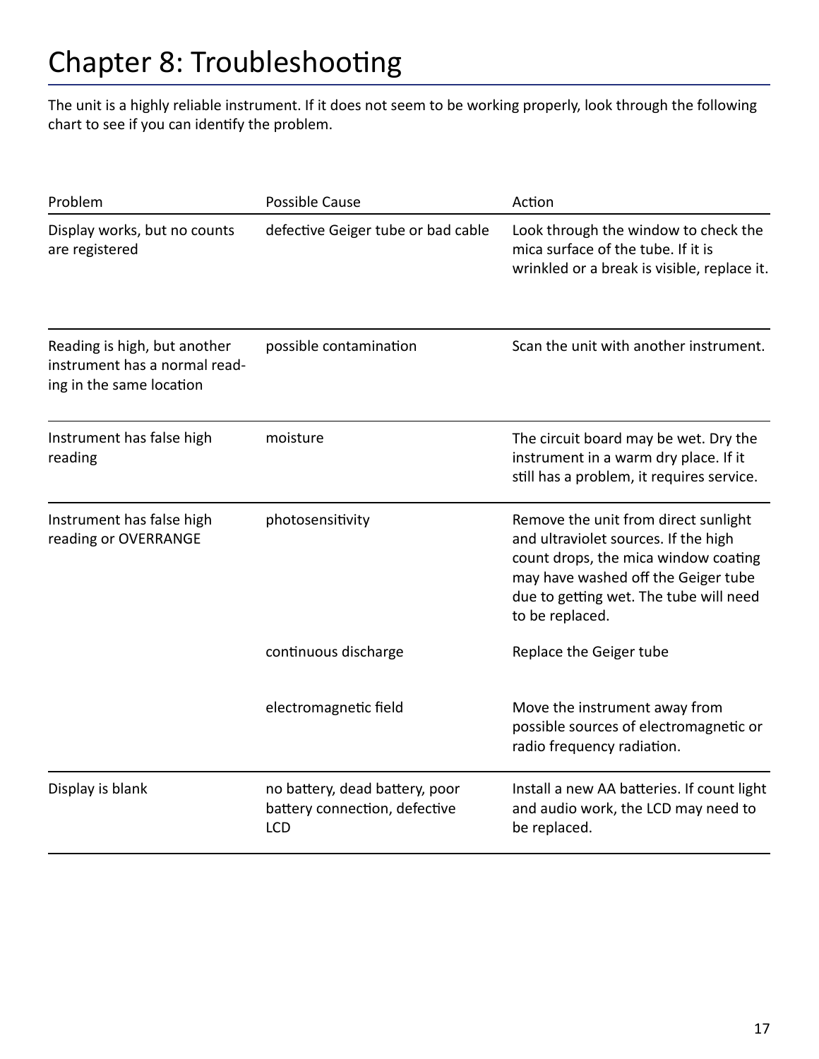# Chapter 8: Troubleshooting

The unit is a highly reliable instrument. If it does not seem to be working properly, look through the following chart to see if you can identify the problem.

| Problem | Possible Cause | Action |
|---|---|---|
| Display works, but no counts are registered | defective Geiger tube or bad cable | Look through the window to check the mica surface of the tube. If it is wrinkled or a break is visible, replace it. |
| Reading is high, but another instrument has a normal reading in the same location | possible contamination | Scan the unit with another instrument. |
| Instrument has false high reading | moisture | The circuit board may be wet. Dry the instrument in a warm dry place. If it still has a problem, it requires service. |
| Instrument has false high reading or OVERRANGE | photosensitivity | Remove the unit from direct sunlight and ultraviolet sources. If the high count drops, the mica window coating may have washed off the Geiger tube due to getting wet. The tube will need to be replaced. |
| | continuous discharge | Replace the Geiger tube |
| | electromagnetic field | Move the instrument away from possible sources of electromagnetic or radio frequency radiation. |
| Display is blank | no battery, dead battery, poor battery connection, defective LCD | Install a new AA batteries. If count light and audio work, the LCD may need to be replaced. |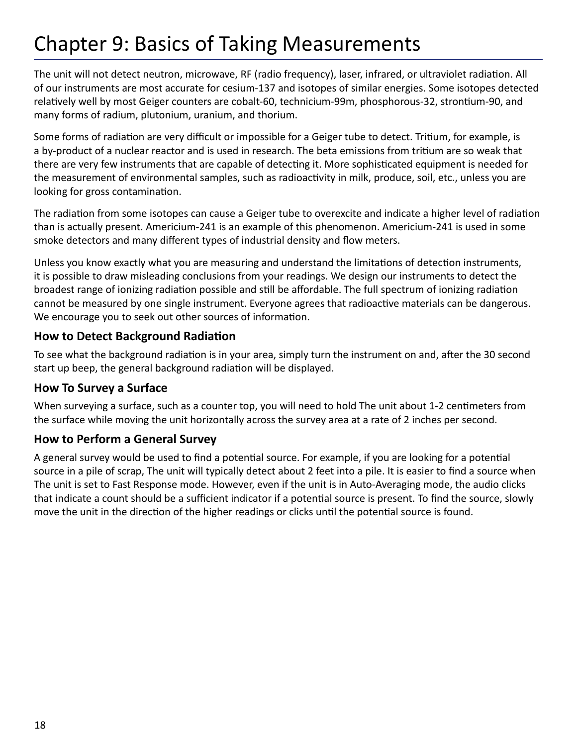# Chapter 9: Basics of Taking Measurements

The unit will not detect neutron, microwave, RF (radio frequency), laser, infrared, or ultraviolet radiation. All of our instruments are most accurate for cesium-137 and isotopes of similar energies. Some isotopes detected relatively well by most Geiger counters are cobalt-60, technicium-99m, phosphorous-32, strontium-90, and many forms of radium, plutonium, uranium, and thorium.

Some forms of radiation are very difficult or impossible for a Geiger tube to detect. Tritium, for example, is a by-product of a nuclear reactor and is used in research. The beta emissions from tritium are so weak that there are very few instruments that are capable of detecting it. More sophisticated equipment is needed for the measurement of environmental samples, such as radioactivity in milk, produce, soil, etc., unless you are looking for gross contamination.

The radiation from some isotopes can cause a Geiger tube to overexcite and indicate a higher level of radiation than is actually present. Americium-241 is an example of this phenomenon. Americium-241 is used in some smoke detectors and many different types of industrial density and flow meters.

Unless you know exactly what you are measuring and understand the limitations of detection instruments, it is possible to draw misleading conclusions from your readings. We design our instruments to detect the broadest range of ionizing radiation possible and still be affordable. The full spectrum of ionizing radiation cannot be measured by one single instrument. Everyone agrees that radioactive materials can be dangerous. We encourage you to seek out other sources of information.

### How to Detect Background Radiation

To see what the background radiation is in your area, simply turn the instrument on and, after the 30 second start up beep, the general background radiation will be displayed.

### How To Survey a Surface

When surveying a surface, such as a counter top, you will need to hold The unit about 1-2 centimeters from the surface while moving the unit horizontally across the survey area at a rate of 2 inches per second.

### How to Perform a General Survey

A general survey would be used to find a potential source. For example, if you are looking for a potential source in a pile of scrap, The unit will typically detect about 2 feet into a pile. It is easier to find a source when The unit is set to Fast Response mode. However, even if the unit is in Auto-Averaging mode, the audio clicks that indicate a count should be a sufficient indicator if a potential source is present. To find the source, slowly move the unit in the direction of the higher readings or clicks until the potential source is found.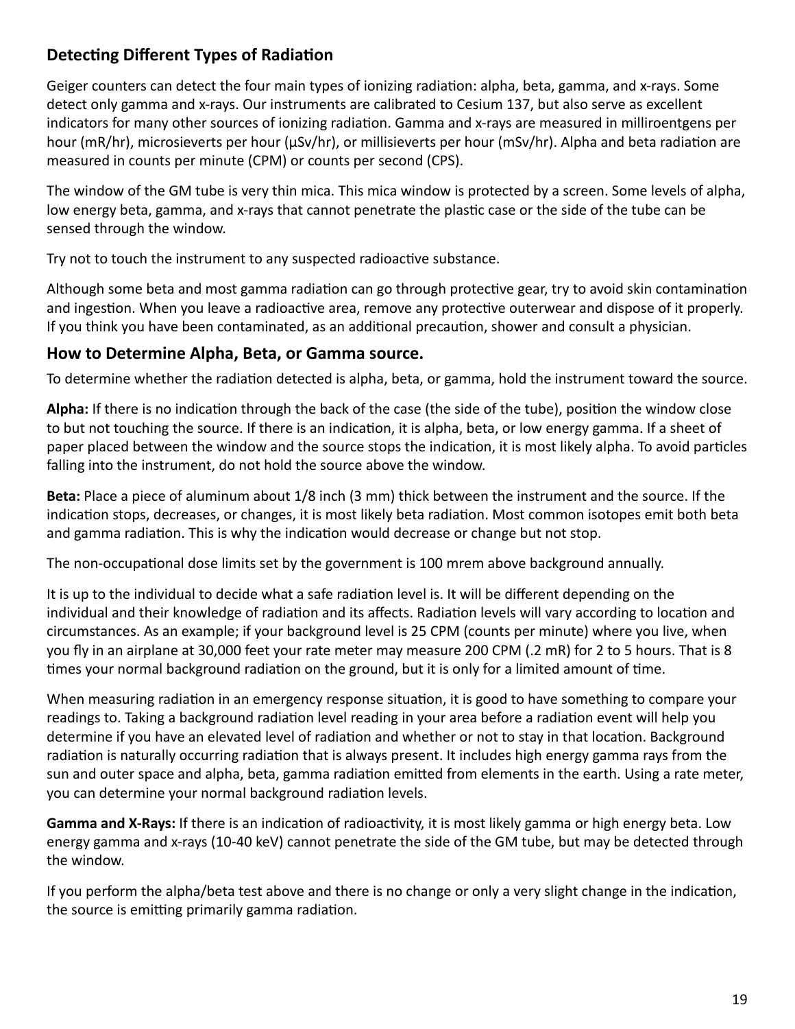## Detecting Different Types of Radiation

Geiger counters can detect the four main types of ionizing radiation: alpha, beta, gamma, and x-rays. Some detect only gamma and x-rays. Our instruments are calibrated to Cesium 137, but also serve as excellent indicators for many other sources of ionizing radiation. Gamma and x-rays are measured in milliroentgens per hour (mR/hr), microsieverts per hour (µSv/hr), or millisieverts per hour (mSv/hr). Alpha and beta radiation are measured in counts per minute (CPM) or counts per second (CPS).

The window of the GM tube is very thin mica. This mica window is protected by a screen. Some levels of alpha, low energy beta, gamma, and x-rays that cannot penetrate the plastic case or the side of the tube can be sensed through the window.

Try not to touch the instrument to any suspected radioactive substance.

Although some beta and most gamma radiation can go through protective gear, try to avoid skin contamination and ingestion. When you leave a radioactive area, remove any protective outerwear and dispose of it properly. If you think you have been contaminated, as an additional precaution, shower and consult a physician.

## How to Determine Alpha, Beta, or Gamma source.

To determine whether the radiation detected is alpha, beta, or gamma, hold the instrument toward the source.

**Alpha:** If there is no indication through the back of the case (the side of the tube), position the window close to but not touching the source. If there is an indication, it is alpha, beta, or low energy gamma. If a sheet of paper placed between the window and the source stops the indication, it is most likely alpha. To avoid particles falling into the instrument, do not hold the source above the window.

**Beta:** Place a piece of aluminum about 1/8 inch (3 mm) thick between the instrument and the source. If the indication stops, decreases, or changes, it is most likely beta radiation. Most common isotopes emit both beta and gamma radiation. This is why the indication would decrease or change but not stop.

The non-occupational dose limits set by the government is 100 mrem above background annually.

It is up to the individual to decide what a safe radiation level is. It will be different depending on the individual and their knowledge of radiation and its affects. Radiation levels will vary according to location and circumstances. As an example; if your background level is 25 CPM (counts per minute) where you live, when you fly in an airplane at 30,000 feet your rate meter may measure 200 CPM (.2 mR) for 2 to 5 hours. That is 8 times your normal background radiation on the ground, but it is only for a limited amount of time.

When measuring radiation in an emergency response situation, it is good to have something to compare your readings to. Taking a background radiation level reading in your area before a radiation event will help you determine if you have an elevated level of radiation and whether or not to stay in that location. Background radiation is naturally occurring radiation that is always present. It includes high energy gamma rays from the sun and outer space and alpha, beta, gamma radiation emitted from elements in the earth. Using a rate meter, you can determine your normal background radiation levels.

**Gamma and X-Rays:** If there is an indication of radioactivity, it is most likely gamma or high energy beta. Low energy gamma and x-rays (10-40 keV) cannot penetrate the side of the GM tube, but may be detected through the window.

If you perform the alpha/beta test above and there is no change or only a very slight change in the indication, the source is emitting primarily gamma radiation.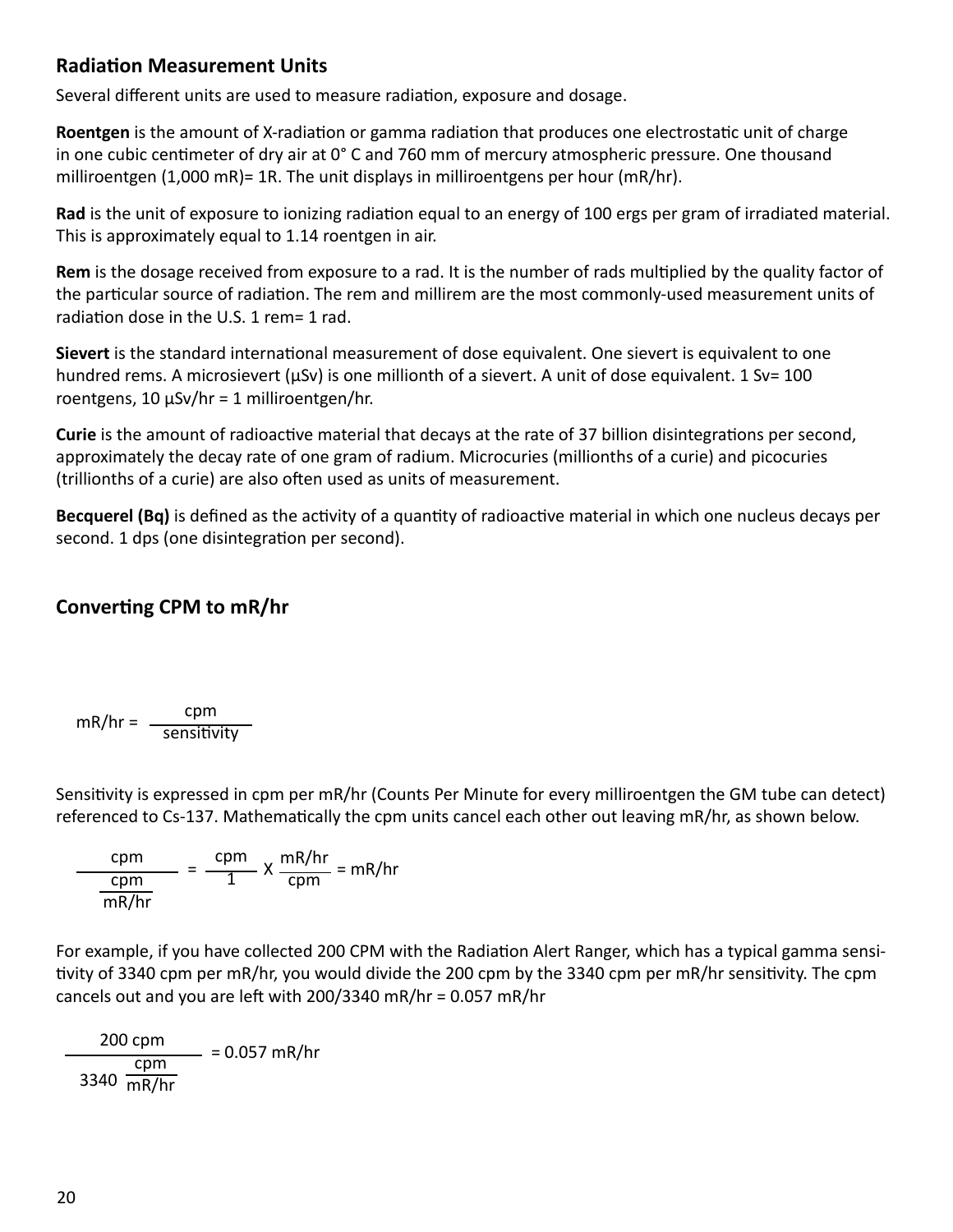## Radiation Measurement Units

Several different units are used to measure radiation, exposure and dosage.

**Roentgen** is the amount of X-radiation or gamma radiation that produces one electrostatic unit of charge in one cubic centimeter of dry air at 0° C and 760 mm of mercury atmospheric pressure. One thousand milliroentgen (1,000 mR)= 1R. The unit displays in milliroentgens per hour (mR/hr).

**Rad** is the unit of exposure to ionizing radiation equal to an energy of 100 ergs per gram of irradiated material. This is approximately equal to 1.14 roentgen in air.

**Rem** is the dosage received from exposure to a rad. It is the number of rads multiplied by the quality factor of the particular source of radiation. The rem and millirem are the most commonly-used measurement units of radiation dose in the U.S. 1 rem= 1 rad.

**Sievert** is the standard international measurement of dose equivalent. One sievert is equivalent to one hundred rems. A microsievert (µSv) is one millionth of a sievert. A unit of dose equivalent. 1 Sv= 100 roentgens, 10 µSv/hr = 1 milliroentgen/hr.

**Curie** is the amount of radioactive material that decays at the rate of 37 billion disintegrations per second, approximately the decay rate of one gram of radium. Microcuries (millionths of a curie) and picocuries (trillionths of a curie) are also often used as units of measurement.

**Becquerel (Bq)** is defined as the activity of a quantity of radioactive material in which one nucleus decays per second. 1 dps (one disintegration per second).

## Converting CPM to mR/hr

$$\text{mR/hr} = \frac{\text{cpm}}{\text{sensitivity}}$$

Sensitivity is expressed in cpm per mR/hr (Counts Per Minute for every milliroentgen the GM tube can detect) referenced to Cs-137. Mathematically the cpm units cancel each other out leaving mR/hr, as shown below.

$$\frac{\text{cpm}}{\frac{\text{cpm}}{\text{mR/hr}}} = \frac{\text{cpm}}{1} \times \frac{\text{mR/hr}}{\text{cpm}} = \text{mR/hr}$$

For example, if you have collected 200 CPM with the Radiation Alert Ranger, which has a typical gamma sensitivity of 3340 cpm per mR/hr, you would divide the 200 cpm by the 3340 cpm per mR/hr sensitivity. The cpm cancels out and you are left with 200/3340 mR/hr = 0.057 mR/hr

$$\frac{200 \text{ cpm}}{3340 \frac{\text{cpm}}{\text{mR/hr}}} = 0.057 \text{ mR/hr}$$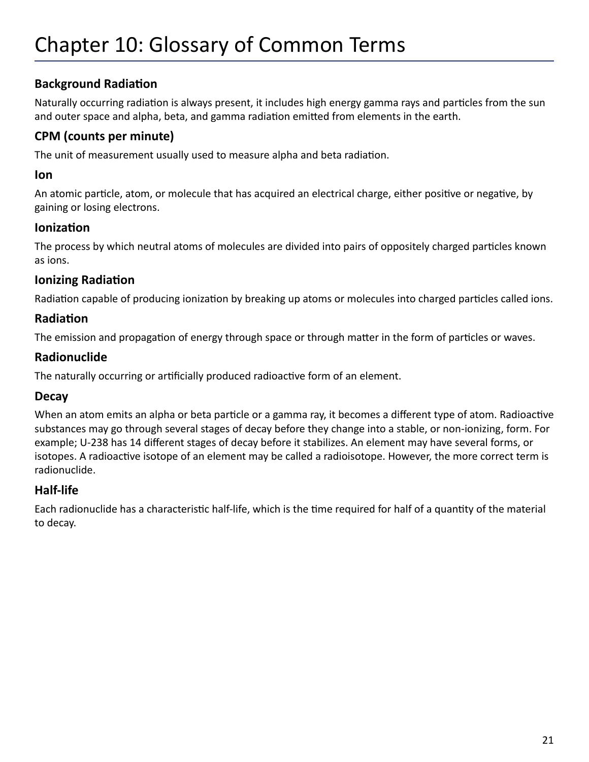# Chapter 10: Glossary of Common Terms

### Background Radiation

Naturally occurring radiation is always present, it includes high energy gamma rays and particles from the sun and outer space and alpha, beta, and gamma radiation emitted from elements in the earth.

### CPM (counts per minute)

The unit of measurement usually used to measure alpha and beta radiation.

### Ion

An atomic particle, atom, or molecule that has acquired an electrical charge, either positive or negative, by gaining or losing electrons.

### Ionization

The process by which neutral atoms of molecules are divided into pairs of oppositely charged particles known as ions.

### Ionizing Radiation

Radiation capable of producing ionization by breaking up atoms or molecules into charged particles called ions.

### Radiation

The emission and propagation of energy through space or through matter in the form of particles or waves.

### Radionuclide

The naturally occurring or artificially produced radioactive form of an element.

### Decay

When an atom emits an alpha or beta particle or a gamma ray, it becomes a different type of atom. Radioactive substances may go through several stages of decay before they change into a stable, or non-ionizing, form. For example; U-238 has 14 different stages of decay before it stabilizes. An element may have several forms, or isotopes. A radioactive isotope of an element may be called a radioisotope. However, the more correct term is radionuclide.

### Half-life

Each radionuclide has a characteristic half-life, which is the time required for half of a quantity of the material to decay.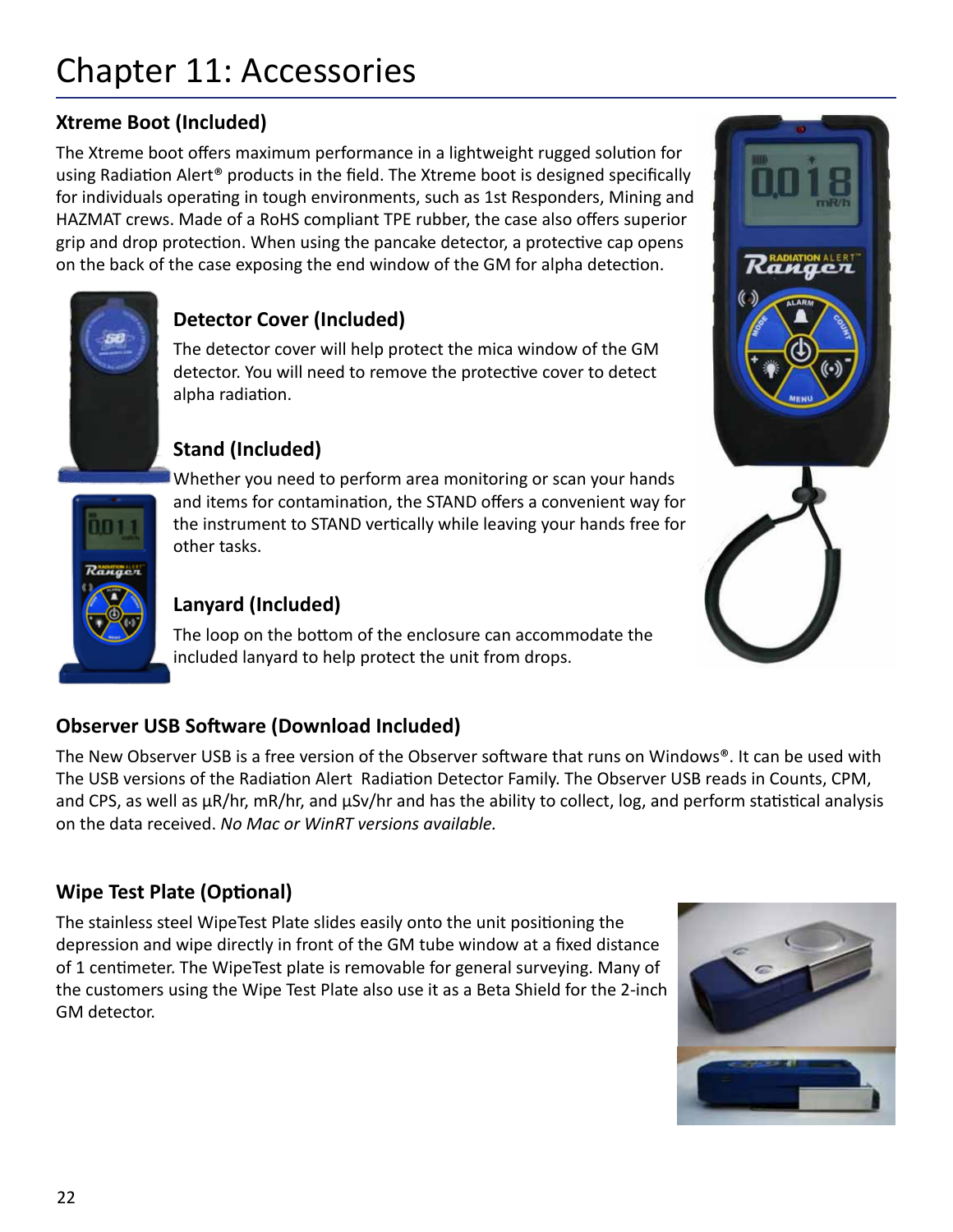# Chapter 11: Accessories

### Xtreme Boot (Included)

The Xtreme boot offers maximum performance in a lightweight rugged solution for using Radiation Alert® products in the field. The Xtreme boot is designed specifically for individuals operating in tough environments, such as 1st Responders, Mining and HAZMAT crews. Made of a RoHS compliant TPE rubber, the case also offers superior grip and drop protection. When using the pancake detector, a protective cap opens on the back of the case exposing the end window of the GM for alpha detection.

### Detector Cover (Included)

The detector cover will help protect the mica window of the GM detector. You will need to remove the protective cover to detect alpha radiation.

### Stand (Included)

Whether you need to perform area monitoring or scan your hands and items for contamination, the STAND offers a convenient way for the instrument to STAND vertically while leaving your hands free for other tasks.

### Lanyard (Included)

The loop on the bottom of the enclosure can accommodate the included lanyard to help protect the unit from drops.

### Observer USB Software (Download Included)

The New Observer USB is a free version of the Observer software that runs on Windows®. It can be used with The USB versions of the Radiation Alert Radiation Detector Family. The Observer USB reads in Counts, CPM, and CPS, as well as μR/hr, mR/hr, and μSv/hr and has the ability to collect, log, and perform statistical analysis on the data received. *No Mac or WinRT versions available.*

### Wipe Test Plate (Optional)

The stainless steel WipeTest Plate slides easily onto the unit positioning the depression and wipe directly in front of the GM tube window at a fixed distance of 1 centimeter. The WipeTest plate is removable for general surveying. Many of the customers using the Wipe Test Plate also use it as a Beta Shield for the 2-inch GM detector.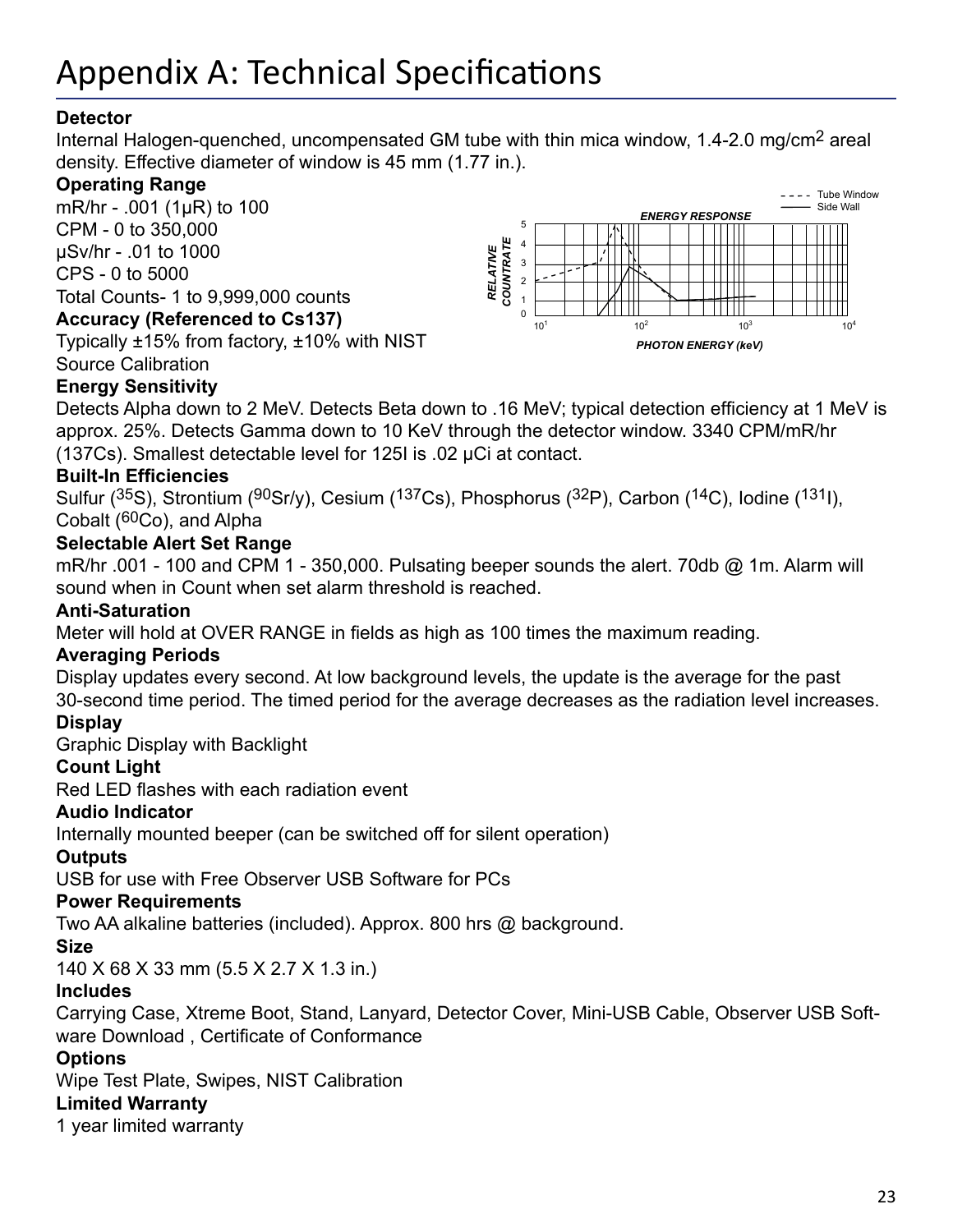# Appendix A: Technical Specifications

**Detector**

Internal Halogen-quenched, uncompensated GM tube with thin mica window, 1.4-2.0 mg/cm$^2$ areal density. Effective diameter of window is 45 mm (1.77 in.).

**Operating Range**

mR/hr - .001 (1μR) to 100
CPM - 0 to 350,000
μSv/hr - .01 to 1000
CPS - 0 to 5000
Total Counts- 1 to 9,999,000 counts

**Accuracy (Referenced to Cs137)**

Typically ±15% from factory, ±10% with NIST Source Calibration

**Energy Sensitivity**

Detects Alpha down to 2 MeV. Detects Beta down to .16 MeV; typical detection efficiency at 1 MeV is approx. 25%. Detects Gamma down to 10 KeV through the detector window. 3340 CPM/mR/hr (137Cs). Smallest detectable level for 125I is .02 μCi at contact.

**Built-In Efficiencies**

Sulfur ($^{35}$S), Strontium ($^{90}$Sr/y), Cesium ($^{137}$Cs), Phosphorus ($^{32}$P), Carbon ($^{14}$C), Iodine ($^{131}$I), Cobalt ($^{60}$Co), and Alpha

**Selectable Alert Set Range**

mR/hr .001 - 100 and CPM 1 - 350,000. Pulsating beeper sounds the alert. 70db @ 1m. Alarm will sound when in Count when set alarm threshold is reached.

**Anti-Saturation**

Meter will hold at OVER RANGE in fields as high as 100 times the maximum reading.

**Averaging Periods**

Display updates every second. At low background levels, the update is the average for the past 30-second time period. The timed period for the average decreases as the radiation level increases.

**Display**

Graphic Display with Backlight

**Count Light**

Red LED flashes with each radiation event

**Audio Indicator**

Internally mounted beeper (can be switched off for silent operation)

**Outputs**

USB for use with Free Observer USB Software for PCs

**Power Requirements**

Two AA alkaline batteries (included). Approx. 800 hrs @ background.

**Size**

140 X 68 X 33 mm (5.5 X 2.7 X 1.3 in.)

**Includes**

Carrying Case, Xtreme Boot, Stand, Lanyard, Detector Cover, Mini-USB Cable, Observer USB Software Download , Certificate of Conformance

**Options**

Wipe Test Plate, Swipes, NIST Calibration

**Limited Warranty**

1 year limited warranty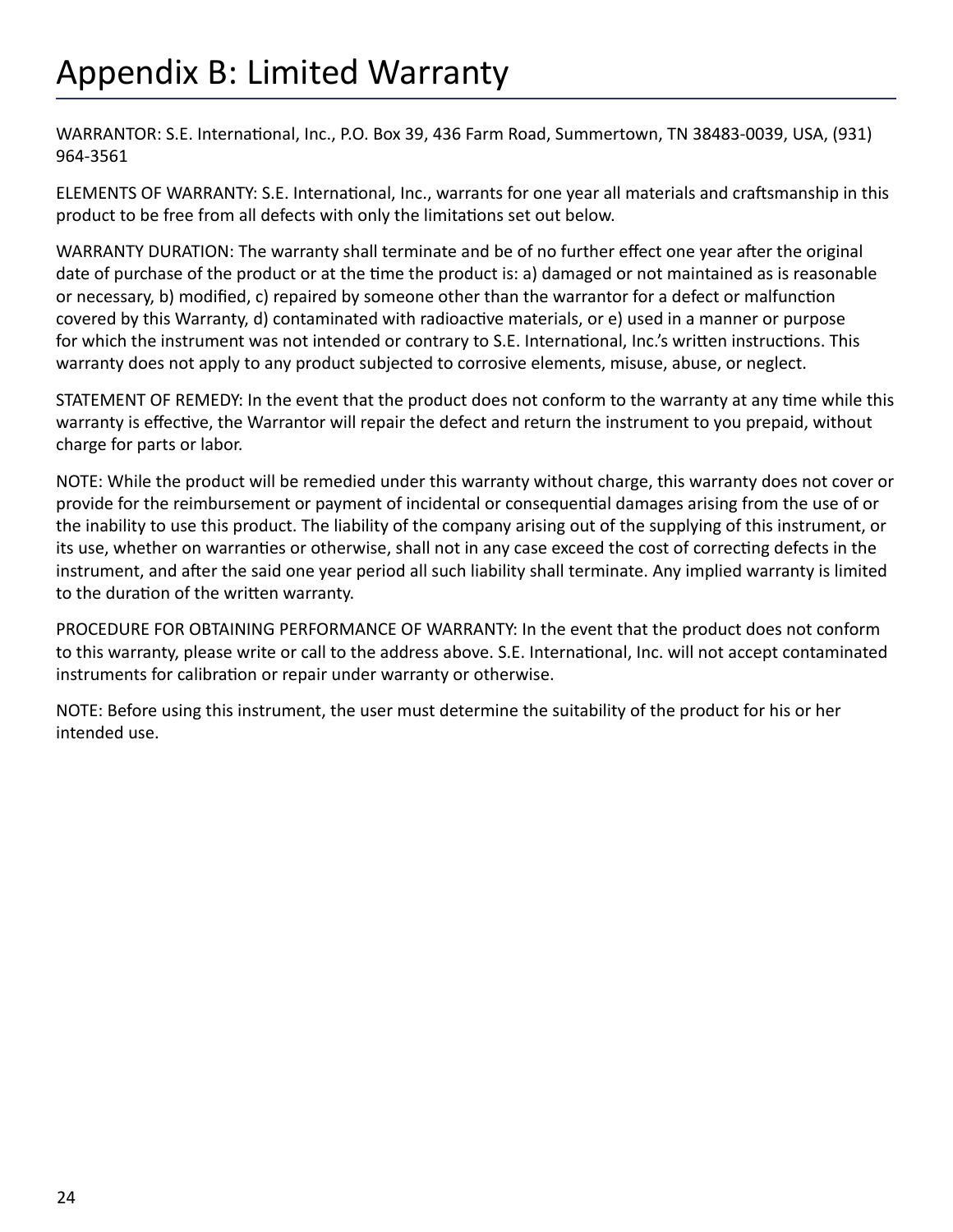# Appendix B: Limited Warranty

WARRANTOR: S.E. International, Inc., P.O. Box 39, 436 Farm Road, Summertown, TN 38483-0039, USA, (931) 964-3561

ELEMENTS OF WARRANTY: S.E. International, Inc., warrants for one year all materials and craftsmanship in this product to be free from all defects with only the limitations set out below.

WARRANTY DURATION: The warranty shall terminate and be of no further effect one year after the original date of purchase of the product or at the time the product is: a) damaged or not maintained as is reasonable or necessary, b) modified, c) repaired by someone other than the warrantor for a defect or malfunction covered by this Warranty, d) contaminated with radioactive materials, or e) used in a manner or purpose for which the instrument was not intended or contrary to S.E. International, Inc.'s written instructions. This warranty does not apply to any product subjected to corrosive elements, misuse, abuse, or neglect.

STATEMENT OF REMEDY: In the event that the product does not conform to the warranty at any time while this warranty is effective, the Warrantor will repair the defect and return the instrument to you prepaid, without charge for parts or labor.

NOTE: While the product will be remedied under this warranty without charge, this warranty does not cover or provide for the reimbursement or payment of incidental or consequential damages arising from the use of or the inability to use this product. The liability of the company arising out of the supplying of this instrument, or its use, whether on warranties or otherwise, shall not in any case exceed the cost of correcting defects in the instrument, and after the said one year period all such liability shall terminate. Any implied warranty is limited to the duration of the written warranty.

PROCEDURE FOR OBTAINING PERFORMANCE OF WARRANTY: In the event that the product does not conform to this warranty, please write or call to the address above. S.E. International, Inc. will not accept contaminated instruments for calibration or repair under warranty or otherwise.

NOTE: Before using this instrument, the user must determine the suitability of the product for his or her intended use.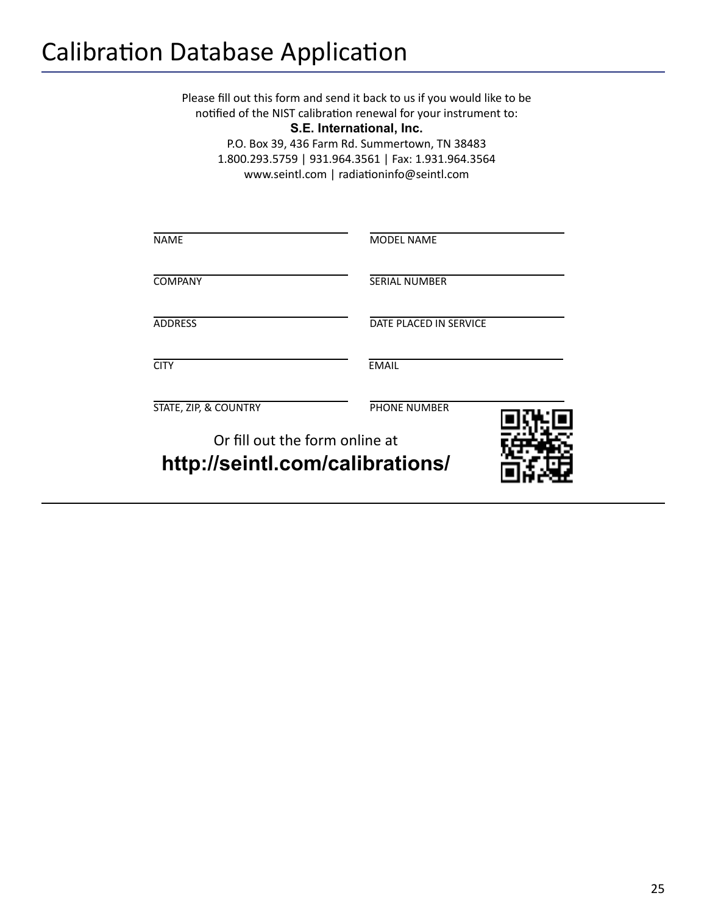# Calibration Database Application

Please fill out this form and send it back to us if you would like to be notified of the NIST calibration renewal for your instrument to:

**S.E. International, Inc.**

P.O. Box 39, 436 Farm Rd. Summertown, TN 38483

1.800.293.5759 | 931.964.3561 | Fax: 1.931.964.3564

www.seintl.com | radiationinfo@seintl.com

| | |
|---|---|
| NAME | MODEL NAME |
| COMPANY | SERIAL NUMBER |
| ADDRESS | DATE PLACED IN SERVICE |
| CITY | EMAIL |
| STATE, ZIP, & COUNTRY | PHONE NUMBER |

Or fill out the form online at

**http://seintl.com/calibrations/**